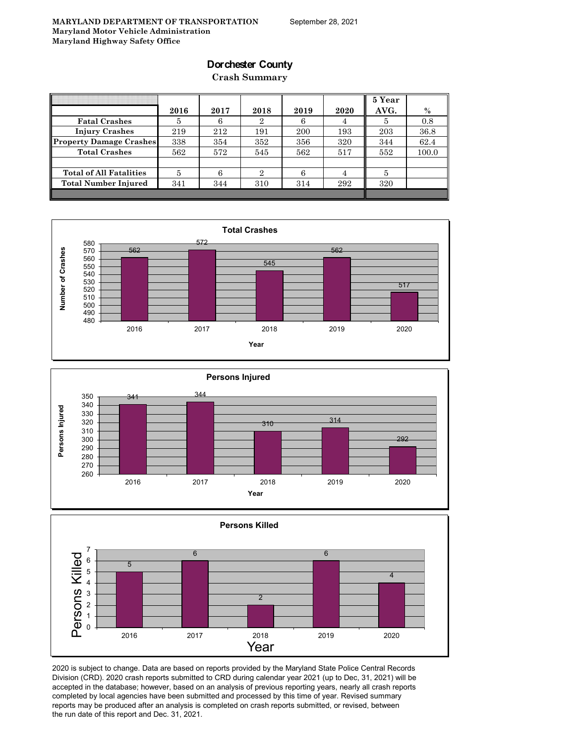**MARYLAND DEPARTMENT OF TRANSPORTATION**
**Maryland Motor Vehicle Administration**
**Maryland Highway Safety Office**

September 28, 2021

# Dorchester County

## Crash Summary

| | 2016 | 2017 | 2018 | 2019 | 2020 | 5 Year AVG. | % |
|---|---|---|---|---|---|---|---|
| Fatal Crashes | 5 | 6 | 2 | 6 | 4 | 5 | 0.8 |
| Injury Crashes | 219 | 212 | 191 | 200 | 193 | 203 | 36.8 |
| Property Damage Crashes | 338 | 354 | 352 | 356 | 320 | 344 | 62.4 |
| Total Crashes | 562 | 572 | 545 | 562 | 517 | 552 | 100.0 |
| | | | | | | | |
| Total of All Fatalities | 5 | 6 | 2 | 6 | 4 | 5 | |
| Total Number Injured | 341 | 344 | 310 | 314 | 292 | 320 | |

**Total Crashes**

| Year | Number of Crashes |
|---|---|
| 2016 | 562 |
| 2017 | 572 |
| 2018 | 545 |
| 2019 | 562 |
| 2020 | 517 |

**Persons Injured**

| Year | Persons Injured |
|---|---|
| 2016 | 341 |
| 2017 | 344 |
| 2018 | 310 |
| 2019 | 314 |
| 2020 | 292 |

**Persons Killed**

| Year | Persons Killed |
|---|---|
| 2016 | 5 |
| 2017 | 6 |
| 2018 | 2 |
| 2019 | 6 |
| 2020 | 4 |

2020 is subject to change. Data are based on reports provided by the Maryland State Police Central Records Division (CRD). 2020 crash reports submitted to CRD during calendar year 2021 (up to Dec, 31, 2021) will be accepted in the database; however, based on an analysis of previous reporting years, nearly all crash reports completed by local agencies have been submitted and processed by this time of year. Revised summary reports may be produced after an analysis is completed on crash reports submitted, or revised, between the run date of this report and Dec. 31, 2021.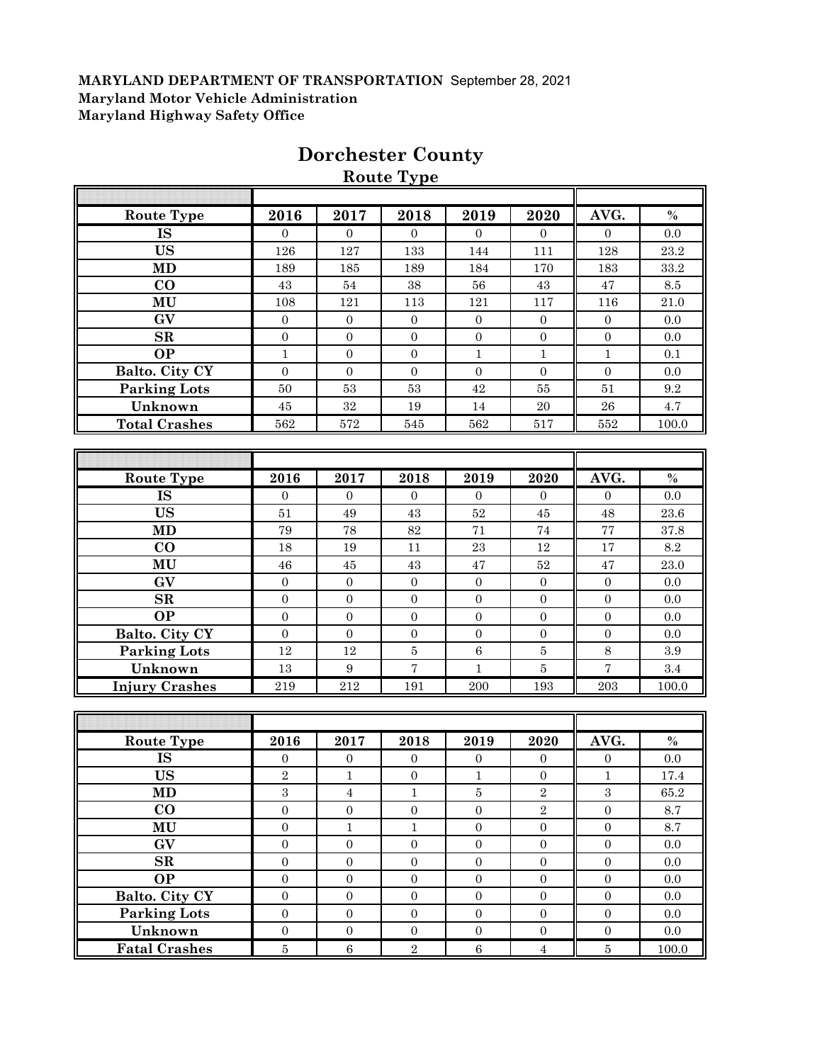**MARYLAND DEPARTMENT OF TRANSPORTATION** September 28, 2021
**Maryland Motor Vehicle Administration**
**Maryland Highway Safety Office**

# Dorchester County

## Route Type

| Route Type | 2016 | 2017 | 2018 | 2019 | 2020 | AVG. | % |
|---|---|---|---|---|---|---|---|
| IS | 0 | 0 | 0 | 0 | 0 | 0 | 0.0 |
| US | 126 | 127 | 133 | 144 | 111 | 128 | 23.2 |
| MD | 189 | 185 | 189 | 184 | 170 | 183 | 33.2 |
| CO | 43 | 54 | 38 | 56 | 43 | 47 | 8.5 |
| MU | 108 | 121 | 113 | 121 | 117 | 116 | 21.0 |
| GV | 0 | 0 | 0 | 0 | 0 | 0 | 0.0 |
| SR | 0 | 0 | 0 | 0 | 0 | 0 | 0.0 |
| OP | 1 | 0 | 0 | 1 | 1 | 1 | 0.1 |
| Balto. City CY | 0 | 0 | 0 | 0 | 0 | 0 | 0.0 |
| Parking Lots | 50 | 53 | 53 | 42 | 55 | 51 | 9.2 |
| Unknown | 45 | 32 | 19 | 14 | 20 | 26 | 4.7 |
| Total Crashes | 562 | 572 | 545 | 562 | 517 | 552 | 100.0 |

| Route Type | 2016 | 2017 | 2018 | 2019 | 2020 | AVG. | % |
|---|---|---|---|---|---|---|---|
| IS | 0 | 0 | 0 | 0 | 0 | 0 | 0.0 |
| US | 51 | 49 | 43 | 52 | 45 | 48 | 23.6 |
| MD | 79 | 78 | 82 | 71 | 74 | 77 | 37.8 |
| CO | 18 | 19 | 11 | 23 | 12 | 17 | 8.2 |
| MU | 46 | 45 | 43 | 47 | 52 | 47 | 23.0 |
| GV | 0 | 0 | 0 | 0 | 0 | 0 | 0.0 |
| SR | 0 | 0 | 0 | 0 | 0 | 0 | 0.0 |
| OP | 0 | 0 | 0 | 0 | 0 | 0 | 0.0 |
| Balto. City CY | 0 | 0 | 0 | 0 | 0 | 0 | 0.0 |
| Parking Lots | 12 | 12 | 5 | 6 | 5 | 8 | 3.9 |
| Unknown | 13 | 9 | 7 | 1 | 5 | 7 | 3.4 |
| Injury Crashes | 219 | 212 | 191 | 200 | 193 | 203 | 100.0 |

| Route Type | 2016 | 2017 | 2018 | 2019 | 2020 | AVG. | % |
|---|---|---|---|---|---|---|---|
| IS | 0 | 0 | 0 | 0 | 0 | 0 | 0.0 |
| US | 2 | 1 | 0 | 1 | 0 | 1 | 17.4 |
| MD | 3 | 4 | 1 | 5 | 2 | 3 | 65.2 |
| CO | 0 | 0 | 0 | 0 | 2 | 0 | 8.7 |
| MU | 0 | 1 | 1 | 0 | 0 | 0 | 8.7 |
| GV | 0 | 0 | 0 | 0 | 0 | 0 | 0.0 |
| SR | 0 | 0 | 0 | 0 | 0 | 0 | 0.0 |
| OP | 0 | 0 | 0 | 0 | 0 | 0 | 0.0 |
| Balto. City CY | 0 | 0 | 0 | 0 | 0 | 0 | 0.0 |
| Parking Lots | 0 | 0 | 0 | 0 | 0 | 0 | 0.0 |
| Unknown | 0 | 0 | 0 | 0 | 0 | 0 | 0.0 |
| Fatal Crashes | 5 | 6 | 2 | 6 | 4 | 5 | 100.0 |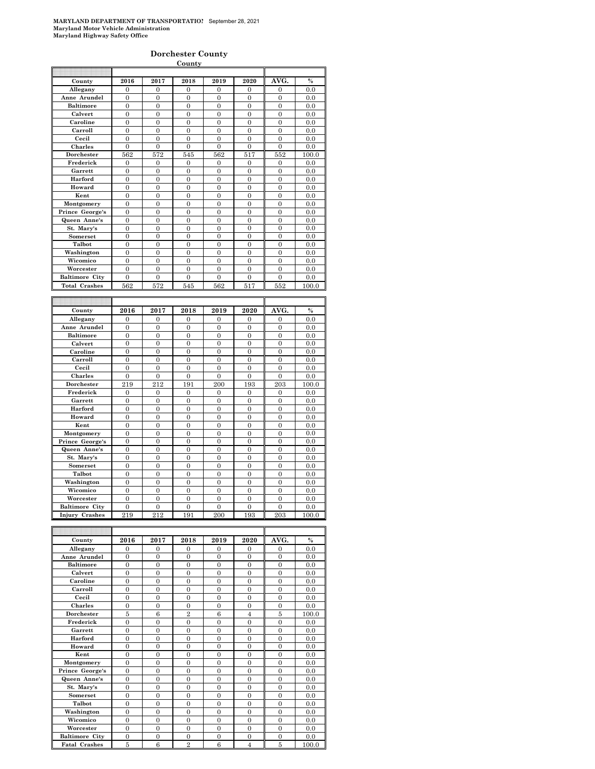**MARYLAND DEPARTMENT OF TRANSPORTATIO!** September 28, 2021
**Maryland Motor Vehicle Administration**
**Maryland Highway Safety Office**

## Dorchester County

**County**

| County | 2016 | 2017 | 2018 | 2019 | 2020 | AVG. | % |
|---|---|---|---|---|---|---|---|
| Allegany | 0 | 0 | 0 | 0 | 0 | 0 | 0.0 |
| Anne Arundel | 0 | 0 | 0 | 0 | 0 | 0 | 0.0 |
| Baltimore | 0 | 0 | 0 | 0 | 0 | 0 | 0.0 |
| Calvert | 0 | 0 | 0 | 0 | 0 | 0 | 0.0 |
| Caroline | 0 | 0 | 0 | 0 | 0 | 0 | 0.0 |
| Carroll | 0 | 0 | 0 | 0 | 0 | 0 | 0.0 |
| Cecil | 0 | 0 | 0 | 0 | 0 | 0 | 0.0 |
| Charles | 0 | 0 | 0 | 0 | 0 | 0 | 0.0 |
| Dorchester | 562 | 572 | 545 | 562 | 517 | 552 | 100.0 |
| Frederick | 0 | 0 | 0 | 0 | 0 | 0 | 0.0 |
| Garrett | 0 | 0 | 0 | 0 | 0 | 0 | 0.0 |
| Harford | 0 | 0 | 0 | 0 | 0 | 0 | 0.0 |
| Howard | 0 | 0 | 0 | 0 | 0 | 0 | 0.0 |
| Kent | 0 | 0 | 0 | 0 | 0 | 0 | 0.0 |
| Montgomery | 0 | 0 | 0 | 0 | 0 | 0 | 0.0 |
| Prince George's | 0 | 0 | 0 | 0 | 0 | 0 | 0.0 |
| Queen Anne's | 0 | 0 | 0 | 0 | 0 | 0 | 0.0 |
| St. Mary's | 0 | 0 | 0 | 0 | 0 | 0 | 0.0 |
| Somerset | 0 | 0 | 0 | 0 | 0 | 0 | 0.0 |
| Talbot | 0 | 0 | 0 | 0 | 0 | 0 | 0.0 |
| Washington | 0 | 0 | 0 | 0 | 0 | 0 | 0.0 |
| Wicomico | 0 | 0 | 0 | 0 | 0 | 0 | 0.0 |
| Worcester | 0 | 0 | 0 | 0 | 0 | 0 | 0.0 |
| Baltimore City | 0 | 0 | 0 | 0 | 0 | 0 | 0.0 |
| Total Crashes | 562 | 572 | 545 | 562 | 517 | 552 | 100.0 |

| County | 2016 | 2017 | 2018 | 2019 | 2020 | AVG. | % |
|---|---|---|---|---|---|---|---|
| Allegany | 0 | 0 | 0 | 0 | 0 | 0 | 0.0 |
| Anne Arundel | 0 | 0 | 0 | 0 | 0 | 0 | 0.0 |
| Baltimore | 0 | 0 | 0 | 0 | 0 | 0 | 0.0 |
| Calvert | 0 | 0 | 0 | 0 | 0 | 0 | 0.0 |
| Caroline | 0 | 0 | 0 | 0 | 0 | 0 | 0.0 |
| Carroll | 0 | 0 | 0 | 0 | 0 | 0 | 0.0 |
| Cecil | 0 | 0 | 0 | 0 | 0 | 0 | 0.0 |
| Charles | 0 | 0 | 0 | 0 | 0 | 0 | 0.0 |
| Dorchester | 219 | 212 | 191 | 200 | 193 | 203 | 100.0 |
| Frederick | 0 | 0 | 0 | 0 | 0 | 0 | 0.0 |
| Garrett | 0 | 0 | 0 | 0 | 0 | 0 | 0.0 |
| Harford | 0 | 0 | 0 | 0 | 0 | 0 | 0.0 |
| Howard | 0 | 0 | 0 | 0 | 0 | 0 | 0.0 |
| Kent | 0 | 0 | 0 | 0 | 0 | 0 | 0.0 |
| Montgomery | 0 | 0 | 0 | 0 | 0 | 0 | 0.0 |
| Prince George's | 0 | 0 | 0 | 0 | 0 | 0 | 0.0 |
| Queen Anne's | 0 | 0 | 0 | 0 | 0 | 0 | 0.0 |
| St. Mary's | 0 | 0 | 0 | 0 | 0 | 0 | 0.0 |
| Somerset | 0 | 0 | 0 | 0 | 0 | 0 | 0.0 |
| Talbot | 0 | 0 | 0 | 0 | 0 | 0 | 0.0 |
| Washington | 0 | 0 | 0 | 0 | 0 | 0 | 0.0 |
| Wicomico | 0 | 0 | 0 | 0 | 0 | 0 | 0.0 |
| Worcester | 0 | 0 | 0 | 0 | 0 | 0 | 0.0 |
| Baltimore City | 0 | 0 | 0 | 0 | 0 | 0 | 0.0 |
| Injury Crashes | 219 | 212 | 191 | 200 | 193 | 203 | 100.0 |

| County | 2016 | 2017 | 2018 | 2019 | 2020 | AVG. | % |
|---|---|---|---|---|---|---|---|
| Allegany | 0 | 0 | 0 | 0 | 0 | 0 | 0.0 |
| Anne Arundel | 0 | 0 | 0 | 0 | 0 | 0 | 0.0 |
| Baltimore | 0 | 0 | 0 | 0 | 0 | 0 | 0.0 |
| Calvert | 0 | 0 | 0 | 0 | 0 | 0 | 0.0 |
| Caroline | 0 | 0 | 0 | 0 | 0 | 0 | 0.0 |
| Carroll | 0 | 0 | 0 | 0 | 0 | 0 | 0.0 |
| Cecil | 0 | 0 | 0 | 0 | 0 | 0 | 0.0 |
| Charles | 0 | 0 | 0 | 0 | 0 | 0 | 0.0 |
| Dorchester | 5 | 6 | 2 | 6 | 4 | 5 | 100.0 |
| Frederick | 0 | 0 | 0 | 0 | 0 | 0 | 0.0 |
| Garrett | 0 | 0 | 0 | 0 | 0 | 0 | 0.0 |
| Harford | 0 | 0 | 0 | 0 | 0 | 0 | 0.0 |
| Howard | 0 | 0 | 0 | 0 | 0 | 0 | 0.0 |
| Kent | 0 | 0 | 0 | 0 | 0 | 0 | 0.0 |
| Montgomery | 0 | 0 | 0 | 0 | 0 | 0 | 0.0 |
| Prince George's | 0 | 0 | 0 | 0 | 0 | 0 | 0.0 |
| Queen Anne's | 0 | 0 | 0 | 0 | 0 | 0 | 0.0 |
| St. Mary's | 0 | 0 | 0 | 0 | 0 | 0 | 0.0 |
| Somerset | 0 | 0 | 0 | 0 | 0 | 0 | 0.0 |
| Talbot | 0 | 0 | 0 | 0 | 0 | 0 | 0.0 |
| Washington | 0 | 0 | 0 | 0 | 0 | 0 | 0.0 |
| Wicomico | 0 | 0 | 0 | 0 | 0 | 0 | 0.0 |
| Worcester | 0 | 0 | 0 | 0 | 0 | 0 | 0.0 |
| Baltimore City | 0 | 0 | 0 | 0 | 0 | 0 | 0.0 |
| Fatal Crashes | 5 | 6 | 2 | 6 | 4 | 5 | 100.0 |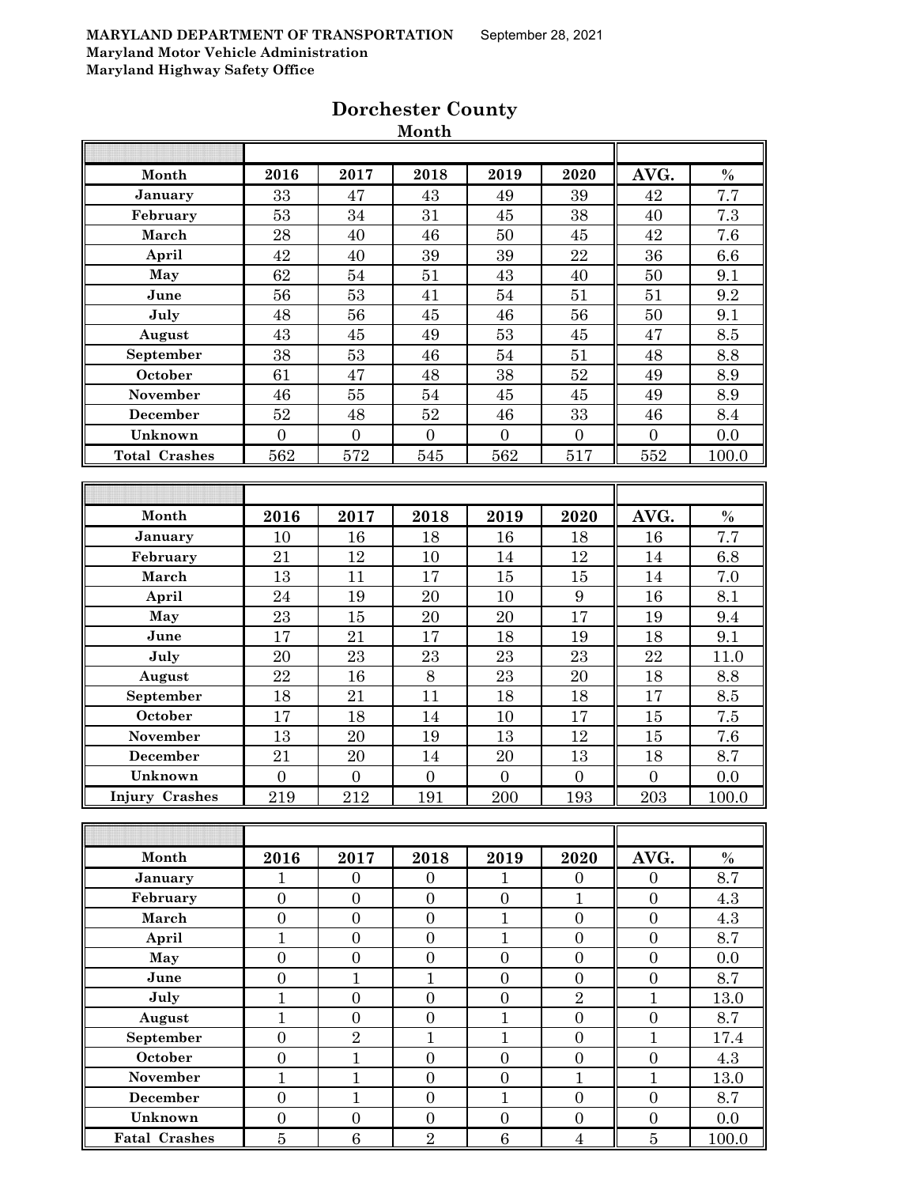MARYLAND DEPARTMENT OF TRANSPORTATION September 28, 2021
Maryland Motor Vehicle Administration
Maryland Highway Safety Office

# Dorchester County

## Month

| Month | 2016 | 2017 | 2018 | 2019 | 2020 | AVG. | % |
|---|---|---|---|---|---|---|---|
| January | 33 | 47 | 43 | 49 | 39 | 42 | 7.7 |
| February | 53 | 34 | 31 | 45 | 38 | 40 | 7.3 |
| March | 28 | 40 | 46 | 50 | 45 | 42 | 7.6 |
| April | 42 | 40 | 39 | 39 | 22 | 36 | 6.6 |
| May | 62 | 54 | 51 | 43 | 40 | 50 | 9.1 |
| June | 56 | 53 | 41 | 54 | 51 | 51 | 9.2 |
| July | 48 | 56 | 45 | 46 | 56 | 50 | 9.1 |
| August | 43 | 45 | 49 | 53 | 45 | 47 | 8.5 |
| September | 38 | 53 | 46 | 54 | 51 | 48 | 8.8 |
| October | 61 | 47 | 48 | 38 | 52 | 49 | 8.9 |
| November | 46 | 55 | 54 | 45 | 45 | 49 | 8.9 |
| December | 52 | 48 | 52 | 46 | 33 | 46 | 8.4 |
| Unknown | 0 | 0 | 0 | 0 | 0 | 0 | 0.0 |
| Total Crashes | 562 | 572 | 545 | 562 | 517 | 552 | 100.0 |

| Month | 2016 | 2017 | 2018 | 2019 | 2020 | AVG. | % |
|---|---|---|---|---|---|---|---|
| January | 10 | 16 | 18 | 16 | 18 | 16 | 7.7 |
| February | 21 | 12 | 10 | 14 | 12 | 14 | 6.8 |
| March | 13 | 11 | 17 | 15 | 15 | 14 | 7.0 |
| April | 24 | 19 | 20 | 10 | 9 | 16 | 8.1 |
| May | 23 | 15 | 20 | 20 | 17 | 19 | 9.4 |
| June | 17 | 21 | 17 | 18 | 19 | 18 | 9.1 |
| July | 20 | 23 | 23 | 23 | 23 | 22 | 11.0 |
| August | 22 | 16 | 8 | 23 | 20 | 18 | 8.8 |
| September | 18 | 21 | 11 | 18 | 18 | 17 | 8.5 |
| October | 17 | 18 | 14 | 10 | 17 | 15 | 7.5 |
| November | 13 | 20 | 19 | 13 | 12 | 15 | 7.6 |
| December | 21 | 20 | 14 | 20 | 13 | 18 | 8.7 |
| Unknown | 0 | 0 | 0 | 0 | 0 | 0 | 0.0 |
| Injury Crashes | 219 | 212 | 191 | 200 | 193 | 203 | 100.0 |

| Month | 2016 | 2017 | 2018 | 2019 | 2020 | AVG. | % |
|---|---|---|---|---|---|---|---|
| January | 1 | 0 | 0 | 1 | 0 | 0 | 8.7 |
| February | 0 | 0 | 0 | 0 | 1 | 0 | 4.3 |
| March | 0 | 0 | 0 | 1 | 0 | 0 | 4.3 |
| April | 1 | 0 | 0 | 1 | 0 | 0 | 8.7 |
| May | 0 | 0 | 0 | 0 | 0 | 0 | 0.0 |
| June | 0 | 1 | 1 | 0 | 0 | 0 | 8.7 |
| July | 1 | 0 | 0 | 0 | 2 | 1 | 13.0 |
| August | 1 | 0 | 0 | 1 | 0 | 0 | 8.7 |
| September | 0 | 2 | 1 | 1 | 0 | 1 | 17.4 |
| October | 0 | 1 | 0 | 0 | 0 | 0 | 4.3 |
| November | 1 | 1 | 0 | 0 | 1 | 1 | 13.0 |
| December | 0 | 1 | 0 | 1 | 0 | 0 | 8.7 |
| Unknown | 0 | 0 | 0 | 0 | 0 | 0 | 0.0 |
| Fatal Crashes | 5 | 6 | 2 | 6 | 4 | 5 | 100.0 |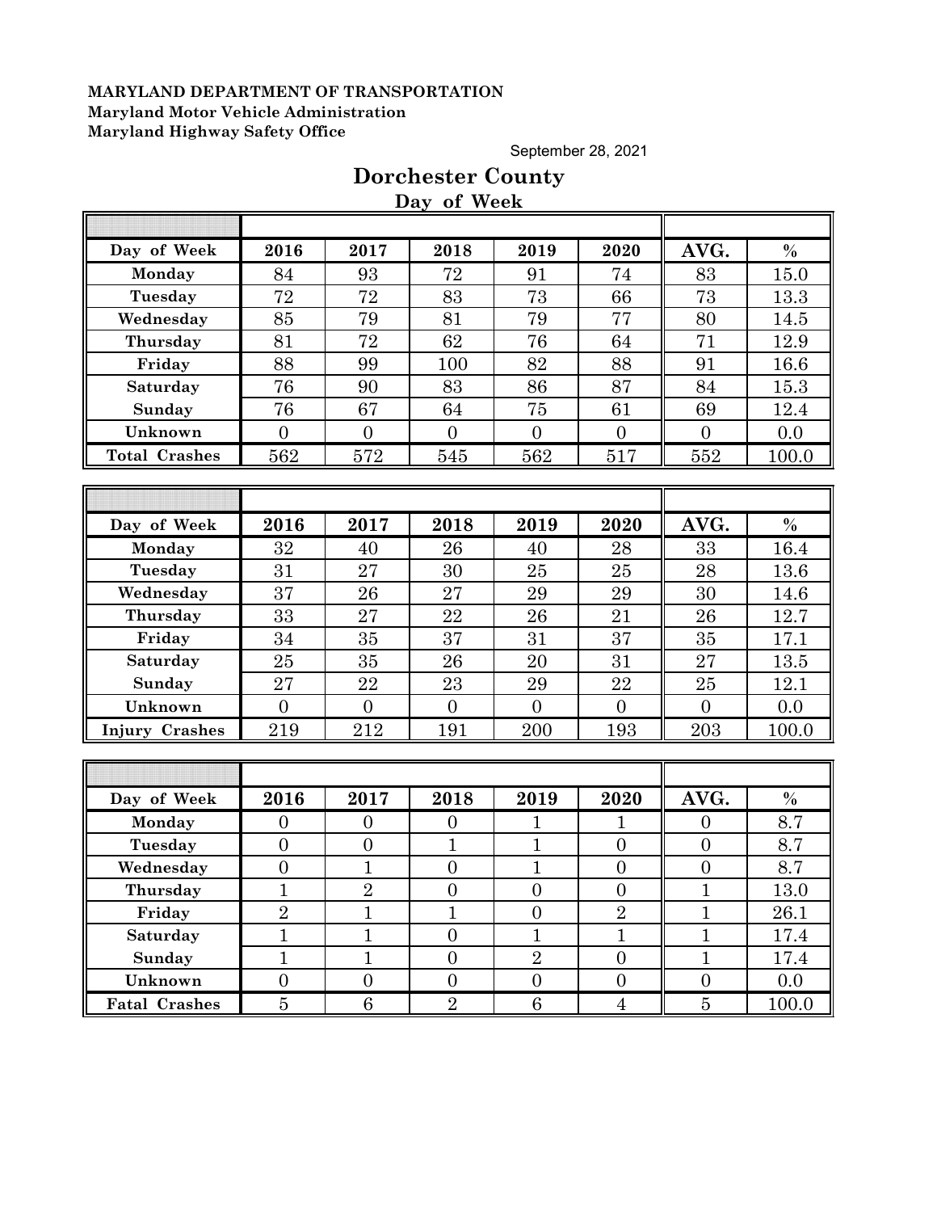**MARYLAND DEPARTMENT OF TRANSPORTATION**
**Maryland Motor Vehicle Administration**
**Maryland Highway Safety Office**

September 28, 2021

# Dorchester County

## Day of Week

| Day of Week | 2016 | 2017 | 2018 | 2019 | 2020 | AVG. | % |
|---|---|---|---|---|---|---|---|
| Monday | 84 | 93 | 72 | 91 | 74 | 83 | 15.0 |
| Tuesday | 72 | 72 | 83 | 73 | 66 | 73 | 13.3 |
| Wednesday | 85 | 79 | 81 | 79 | 77 | 80 | 14.5 |
| Thursday | 81 | 72 | 62 | 76 | 64 | 71 | 12.9 |
| Friday | 88 | 99 | 100 | 82 | 88 | 91 | 16.6 |
| Saturday | 76 | 90 | 83 | 86 | 87 | 84 | 15.3 |
| Sunday | 76 | 67 | 64 | 75 | 61 | 69 | 12.4 |
| Unknown | 0 | 0 | 0 | 0 | 0 | 0 | 0.0 |
| Total Crashes | 562 | 572 | 545 | 562 | 517 | 552 | 100.0 |

| Day of Week | 2016 | 2017 | 2018 | 2019 | 2020 | AVG. | % |
|---|---|---|---|---|---|---|---|
| Monday | 32 | 40 | 26 | 40 | 28 | 33 | 16.4 |
| Tuesday | 31 | 27 | 30 | 25 | 25 | 28 | 13.6 |
| Wednesday | 37 | 26 | 27 | 29 | 29 | 30 | 14.6 |
| Thursday | 33 | 27 | 22 | 26 | 21 | 26 | 12.7 |
| Friday | 34 | 35 | 37 | 31 | 37 | 35 | 17.1 |
| Saturday | 25 | 35 | 26 | 20 | 31 | 27 | 13.5 |
| Sunday | 27 | 22 | 23 | 29 | 22 | 25 | 12.1 |
| Unknown | 0 | 0 | 0 | 0 | 0 | 0 | 0.0 |
| Injury Crashes | 219 | 212 | 191 | 200 | 193 | 203 | 100.0 |

| Day of Week | 2016 | 2017 | 2018 | 2019 | 2020 | AVG. | % |
|---|---|---|---|---|---|---|---|
| Monday | 0 | 0 | 0 | 1 | 1 | 0 | 8.7 |
| Tuesday | 0 | 0 | 1 | 1 | 0 | 0 | 8.7 |
| Wednesday | 0 | 1 | 0 | 1 | 0 | 0 | 8.7 |
| Thursday | 1 | 2 | 0 | 0 | 0 | 1 | 13.0 |
| Friday | 2 | 1 | 1 | 0 | 2 | 1 | 26.1 |
| Saturday | 1 | 1 | 0 | 1 | 1 | 1 | 17.4 |
| Sunday | 1 | 1 | 0 | 2 | 0 | 1 | 17.4 |
| Unknown | 0 | 0 | 0 | 0 | 0 | 0 | 0.0 |
| Fatal Crashes | 5 | 6 | 2 | 6 | 4 | 5 | 100.0 |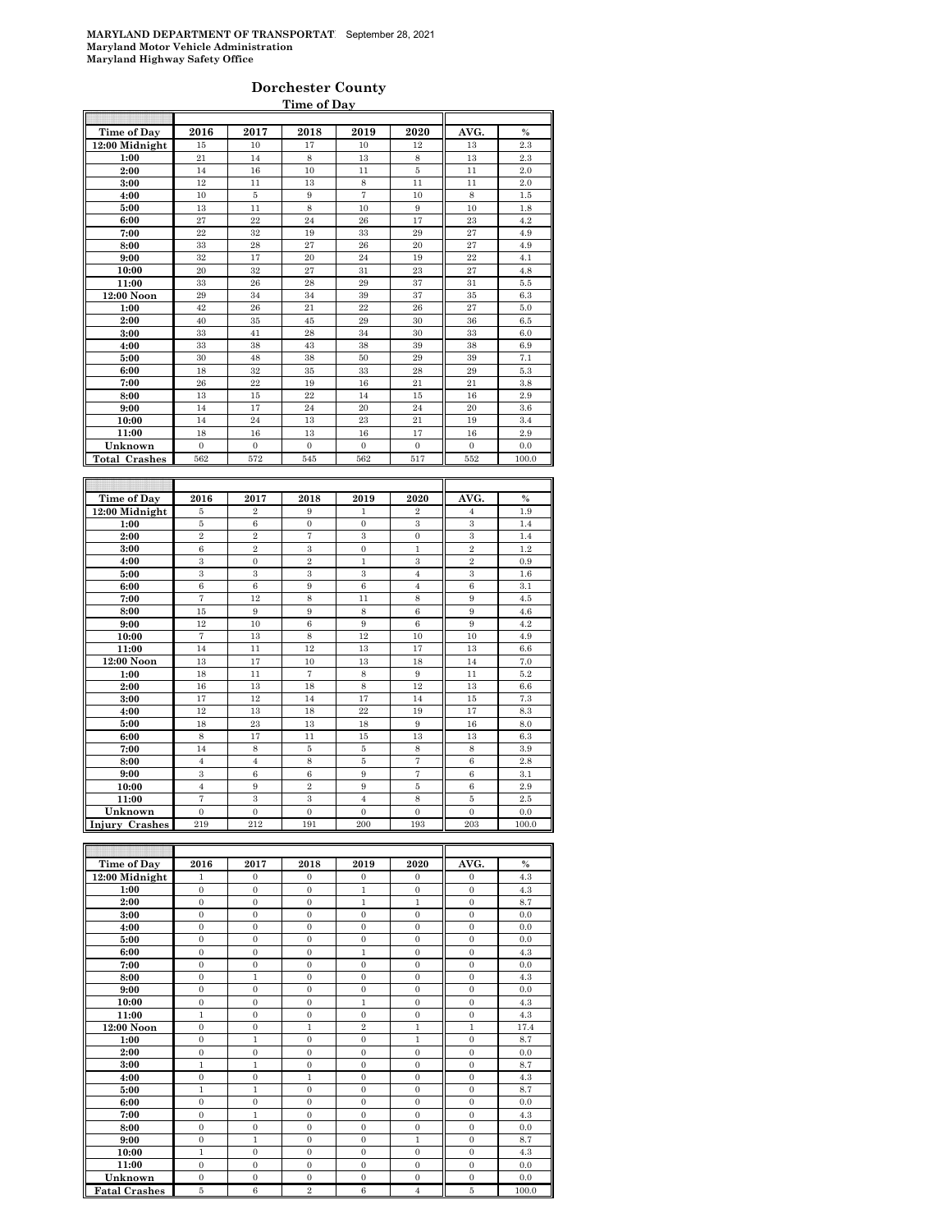MARYLAND DEPARTMENT OF TRANSPORTAT September 28, 2021
**Maryland Motor Vehicle Administration**
**Maryland Highway Safety Office**

## Dorchester County

### Time of Day

| Time of Day | 2016 | 2017 | 2018 | 2019 | 2020 | AVG. | % |
|---|---|---|---|---|---|---|---|
| 12:00 Midnight | 15 | 10 | 17 | 10 | 12 | 13 | 2.3 |
| 1:00 | 21 | 14 | 8 | 13 | 8 | 13 | 2.3 |
| 2:00 | 14 | 16 | 10 | 11 | 5 | 11 | 2.0 |
| 3:00 | 12 | 11 | 13 | 8 | 11 | 11 | 2.0 |
| 4:00 | 10 | 5 | 9 | 7 | 10 | 8 | 1.5 |
| 5:00 | 13 | 11 | 8 | 10 | 9 | 10 | 1.8 |
| 6:00 | 27 | 22 | 24 | 26 | 17 | 23 | 4.2 |
| 7:00 | 22 | 32 | 19 | 33 | 29 | 27 | 4.9 |
| 8:00 | 33 | 28 | 27 | 26 | 20 | 27 | 4.9 |
| 9:00 | 32 | 17 | 20 | 24 | 19 | 22 | 4.1 |
| 10:00 | 20 | 32 | 27 | 31 | 23 | 27 | 4.8 |
| 11:00 | 33 | 26 | 28 | 29 | 37 | 31 | 5.5 |
| 12:00 Noon | 29 | 34 | 34 | 39 | 37 | 35 | 6.3 |
| 1:00 | 42 | 26 | 21 | 22 | 26 | 27 | 5.0 |
| 2:00 | 40 | 35 | 45 | 29 | 30 | 36 | 6.5 |
| 3:00 | 33 | 41 | 28 | 34 | 30 | 33 | 6.0 |
| 4:00 | 33 | 38 | 43 | 38 | 39 | 38 | 6.9 |
| 5:00 | 30 | 48 | 38 | 50 | 29 | 39 | 7.1 |
| 6:00 | 18 | 32 | 35 | 33 | 28 | 29 | 5.3 |
| 7:00 | 26 | 22 | 19 | 16 | 21 | 21 | 3.8 |
| 8:00 | 13 | 15 | 22 | 14 | 15 | 16 | 2.9 |
| 9:00 | 14 | 17 | 24 | 20 | 24 | 20 | 3.6 |
| 10:00 | 14 | 24 | 13 | 23 | 21 | 19 | 3.4 |
| 11:00 | 18 | 16 | 13 | 16 | 17 | 16 | 2.9 |
| Unknown | 0 | 0 | 0 | 0 | 0 | 0 | 0.0 |
| **Total Crashes** | 562 | 572 | 545 | 562 | 517 | 552 | 100.0 |

| Time of Day | 2016 | 2017 | 2018 | 2019 | 2020 | AVG. | % |
|---|---|---|---|---|---|---|---|
| 12:00 Midnight | 5 | 2 | 9 | 1 | 2 | 4 | 1.9 |
| 1:00 | 5 | 6 | 0 | 0 | 3 | 3 | 1.4 |
| 2:00 | 2 | 2 | 7 | 3 | 0 | 3 | 1.4 |
| 3:00 | 6 | 2 | 3 | 0 | 1 | 2 | 1.2 |
| 4:00 | 3 | 0 | 2 | 1 | 3 | 2 | 0.9 |
| 5:00 | 3 | 3 | 3 | 3 | 4 | 3 | 1.6 |
| 6:00 | 6 | 6 | 9 | 6 | 4 | 6 | 3.1 |
| 7:00 | 7 | 12 | 8 | 11 | 8 | 9 | 4.5 |
| 8:00 | 15 | 9 | 9 | 8 | 6 | 9 | 4.6 |
| 9:00 | 12 | 10 | 6 | 9 | 6 | 9 | 4.2 |
| 10:00 | 7 | 13 | 8 | 12 | 10 | 10 | 4.9 |
| 11:00 | 14 | 11 | 12 | 13 | 17 | 13 | 6.6 |
| 12:00 Noon | 13 | 17 | 10 | 13 | 18 | 14 | 7.0 |
| 1:00 | 18 | 11 | 7 | 8 | 9 | 11 | 5.2 |
| 2:00 | 16 | 13 | 18 | 8 | 12 | 13 | 6.6 |
| 3:00 | 17 | 12 | 14 | 17 | 14 | 15 | 7.3 |
| 4:00 | 12 | 13 | 18 | 22 | 19 | 17 | 8.3 |
| 5:00 | 18 | 23 | 13 | 18 | 9 | 16 | 8.0 |
| 6:00 | 8 | 17 | 11 | 15 | 13 | 13 | 6.3 |
| 7:00 | 14 | 8 | 5 | 5 | 8 | 8 | 3.9 |
| 8:00 | 4 | 4 | 8 | 5 | 7 | 6 | 2.8 |
| 9:00 | 3 | 6 | 6 | 9 | 7 | 6 | 3.1 |
| 10:00 | 4 | 9 | 2 | 9 | 5 | 6 | 2.9 |
| 11:00 | 7 | 3 | 3 | 4 | 8 | 5 | 2.5 |
| Unknown | 0 | 0 | 0 | 0 | 0 | 0 | 0.0 |
| **Injury Crashes** | 219 | 212 | 191 | 200 | 193 | 203 | 100.0 |

| Time of Day | 2016 | 2017 | 2018 | 2019 | 2020 | AVG. | % |
|---|---|---|---|---|---|---|---|
| 12:00 Midnight | 1 | 0 | 0 | 0 | 0 | 0 | 4.3 |
| 1:00 | 0 | 0 | 0 | 1 | 0 | 0 | 4.3 |
| 2:00 | 0 | 0 | 0 | 1 | 1 | 0 | 8.7 |
| 3:00 | 0 | 0 | 0 | 0 | 0 | 0 | 0.0 |
| 4:00 | 0 | 0 | 0 | 0 | 0 | 0 | 0.0 |
| 5:00 | 0 | 0 | 0 | 0 | 0 | 0 | 0.0 |
| 6:00 | 0 | 0 | 0 | 1 | 0 | 0 | 4.3 |
| 7:00 | 0 | 0 | 0 | 0 | 0 | 0 | 0.0 |
| 8:00 | 0 | 1 | 0 | 0 | 0 | 0 | 4.3 |
| 9:00 | 0 | 0 | 0 | 0 | 0 | 0 | 0.0 |
| 10:00 | 0 | 0 | 0 | 1 | 0 | 0 | 4.3 |
| 11:00 | 1 | 0 | 0 | 0 | 0 | 0 | 4.3 |
| 12:00 Noon | 0 | 0 | 1 | 2 | 1 | 1 | 17.4 |
| 1:00 | 0 | 1 | 0 | 0 | 1 | 0 | 8.7 |
| 2:00 | 0 | 0 | 0 | 0 | 0 | 0 | 0.0 |
| 3:00 | 1 | 1 | 0 | 0 | 0 | 0 | 8.7 |
| 4:00 | 0 | 0 | 1 | 0 | 0 | 0 | 4.3 |
| 5:00 | 1 | 1 | 0 | 0 | 0 | 0 | 8.7 |
| 6:00 | 0 | 0 | 0 | 0 | 0 | 0 | 0.0 |
| 7:00 | 0 | 1 | 0 | 0 | 0 | 0 | 4.3 |
| 8:00 | 0 | 0 | 0 | 0 | 0 | 0 | 0.0 |
| 9:00 | 0 | 1 | 0 | 0 | 1 | 0 | 8.7 |
| 10:00 | 1 | 0 | 0 | 0 | 0 | 0 | 4.3 |
| 11:00 | 0 | 0 | 0 | 0 | 0 | 0 | 0.0 |
| Unknown | 0 | 0 | 0 | 0 | 0 | 0 | 0.0 |
| **Fatal Crashes** | 5 | 6 | 2 | 6 | 4 | 5 | 100.0 |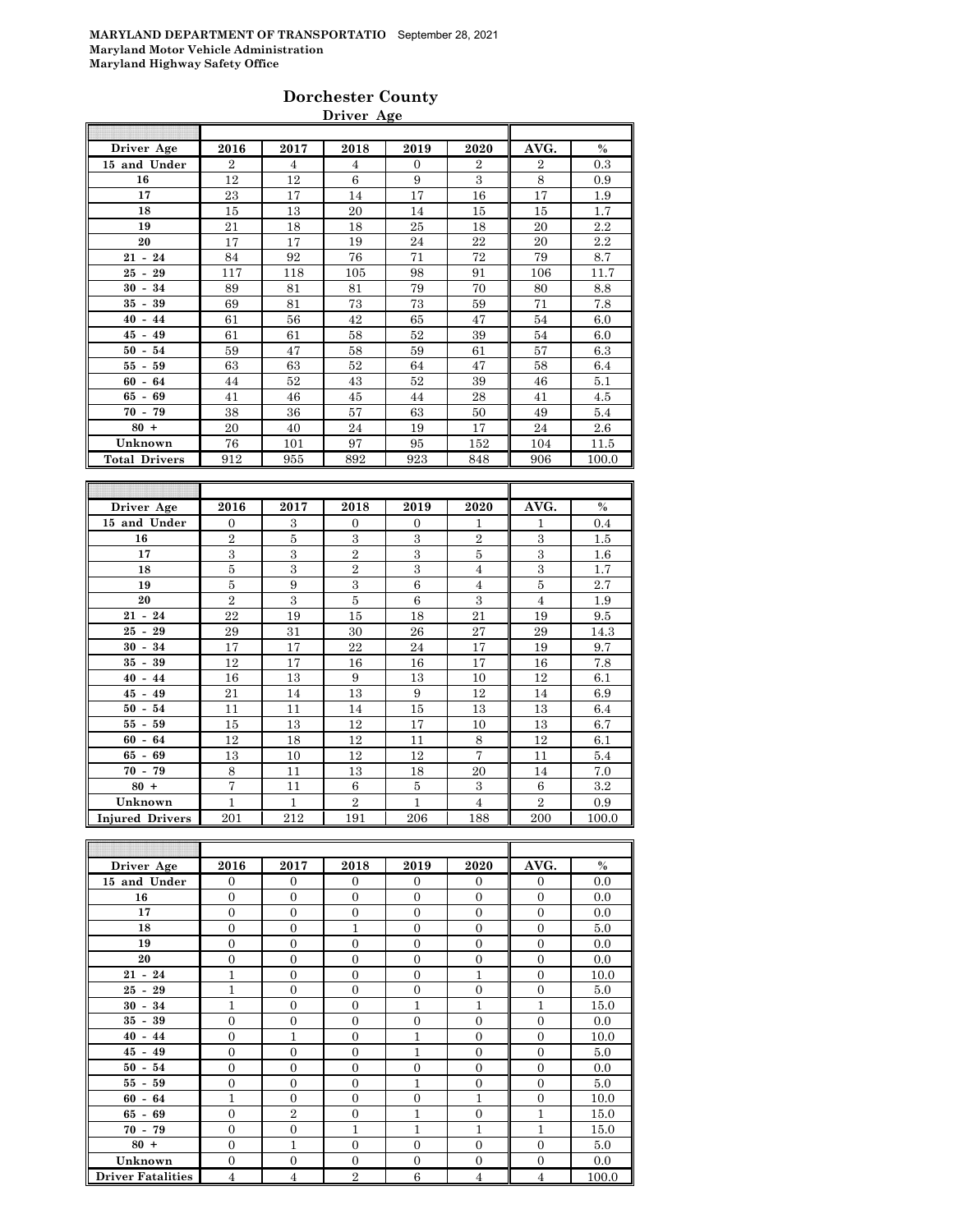**MARYLAND DEPARTMENT OF TRANSPORTATIO** September 28, 2021
**Maryland Motor Vehicle Administration**
**Maryland Highway Safety Office**

# Dorchester County

## Driver Age

| Driver Age | 2016 | 2017 | 2018 | 2019 | 2020 | AVG. | % |
|---|---|---|---|---|---|---|---|
| 15 and Under | 2 | 4 | 4 | 0 | 2 | 2 | 0.3 |
| 16 | 12 | 12 | 6 | 9 | 3 | 8 | 0.9 |
| 17 | 23 | 17 | 14 | 17 | 16 | 17 | 1.9 |
| 18 | 15 | 13 | 20 | 14 | 15 | 15 | 1.7 |
| 19 | 21 | 18 | 18 | 25 | 18 | 20 | 2.2 |
| 20 | 17 | 17 | 19 | 24 | 22 | 20 | 2.2 |
| 21 - 24 | 84 | 92 | 76 | 71 | 72 | 79 | 8.7 |
| 25 - 29 | 117 | 118 | 105 | 98 | 91 | 106 | 11.7 |
| 30 - 34 | 89 | 81 | 81 | 79 | 70 | 80 | 8.8 |
| 35 - 39 | 69 | 81 | 73 | 73 | 59 | 71 | 7.8 |
| 40 - 44 | 61 | 56 | 42 | 65 | 47 | 54 | 6.0 |
| 45 - 49 | 61 | 61 | 58 | 52 | 39 | 54 | 6.0 |
| 50 - 54 | 59 | 47 | 58 | 59 | 61 | 57 | 6.3 |
| 55 - 59 | 63 | 63 | 52 | 64 | 47 | 58 | 6.4 |
| 60 - 64 | 44 | 52 | 43 | 52 | 39 | 46 | 5.1 |
| 65 - 69 | 41 | 46 | 45 | 44 | 28 | 41 | 4.5 |
| 70 - 79 | 38 | 36 | 57 | 63 | 50 | 49 | 5.4 |
| 80 + | 20 | 40 | 24 | 19 | 17 | 24 | 2.6 |
| Unknown | 76 | 101 | 97 | 95 | 152 | 104 | 11.5 |
| Total Drivers | 912 | 955 | 892 | 923 | 848 | 906 | 100.0 |

| Driver Age | 2016 | 2017 | 2018 | 2019 | 2020 | AVG. | % |
|---|---|---|---|---|---|---|---|
| 15 and Under | 0 | 3 | 0 | 0 | 1 | 1 | 0.4 |
| 16 | 2 | 5 | 3 | 3 | 2 | 3 | 1.5 |
| 17 | 3 | 3 | 2 | 3 | 5 | 3 | 1.6 |
| 18 | 5 | 3 | 2 | 3 | 4 | 3 | 1.7 |
| 19 | 5 | 9 | 3 | 6 | 4 | 5 | 2.7 |
| 20 | 2 | 3 | 5 | 6 | 3 | 4 | 1.9 |
| 21 - 24 | 22 | 19 | 15 | 18 | 21 | 19 | 9.5 |
| 25 - 29 | 29 | 31 | 30 | 26 | 27 | 29 | 14.3 |
| 30 - 34 | 17 | 17 | 22 | 24 | 17 | 19 | 9.7 |
| 35 - 39 | 12 | 17 | 16 | 16 | 17 | 16 | 7.8 |
| 40 - 44 | 16 | 13 | 9 | 13 | 10 | 12 | 6.1 |
| 45 - 49 | 21 | 14 | 13 | 9 | 12 | 14 | 6.9 |
| 50 - 54 | 11 | 11 | 14 | 15 | 13 | 13 | 6.4 |
| 55 - 59 | 15 | 13 | 12 | 17 | 10 | 13 | 6.7 |
| 60 - 64 | 12 | 18 | 12 | 11 | 8 | 12 | 6.1 |
| 65 - 69 | 13 | 10 | 12 | 12 | 7 | 11 | 5.4 |
| 70 - 79 | 8 | 11 | 13 | 18 | 20 | 14 | 7.0 |
| 80 + | 7 | 11 | 6 | 5 | 3 | 6 | 3.2 |
| Unknown | 1 | 1 | 2 | 1 | 4 | 2 | 0.9 |
| Injured Drivers | 201 | 212 | 191 | 206 | 188 | 200 | 100.0 |

| Driver Age | 2016 | 2017 | 2018 | 2019 | 2020 | AVG. | % |
|---|---|---|---|---|---|---|---|
| 15 and Under | 0 | 0 | 0 | 0 | 0 | 0 | 0.0 |
| 16 | 0 | 0 | 0 | 0 | 0 | 0 | 0.0 |
| 17 | 0 | 0 | 0 | 0 | 0 | 0 | 0.0 |
| 18 | 0 | 0 | 1 | 0 | 0 | 0 | 5.0 |
| 19 | 0 | 0 | 0 | 0 | 0 | 0 | 0.0 |
| 20 | 0 | 0 | 0 | 0 | 0 | 0 | 0.0 |
| 21 - 24 | 1 | 0 | 0 | 0 | 1 | 0 | 10.0 |
| 25 - 29 | 1 | 0 | 0 | 0 | 0 | 0 | 5.0 |
| 30 - 34 | 1 | 0 | 0 | 1 | 1 | 1 | 15.0 |
| 35 - 39 | 0 | 0 | 0 | 0 | 0 | 0 | 0.0 |
| 40 - 44 | 0 | 1 | 0 | 1 | 0 | 0 | 10.0 |
| 45 - 49 | 0 | 0 | 0 | 1 | 0 | 0 | 5.0 |
| 50 - 54 | 0 | 0 | 0 | 0 | 0 | 0 | 0.0 |
| 55 - 59 | 0 | 0 | 0 | 1 | 0 | 0 | 5.0 |
| 60 - 64 | 1 | 0 | 0 | 0 | 1 | 0 | 10.0 |
| 65 - 69 | 0 | 2 | 0 | 1 | 0 | 1 | 15.0 |
| 70 - 79 | 0 | 0 | 1 | 1 | 1 | 1 | 15.0 |
| 80 + | 0 | 1 | 0 | 0 | 0 | 0 | 5.0 |
| Unknown | 0 | 0 | 0 | 0 | 0 | 0 | 0.0 |
| Driver Fatalities | 4 | 4 | 2 | 6 | 4 | 4 | 100.0 |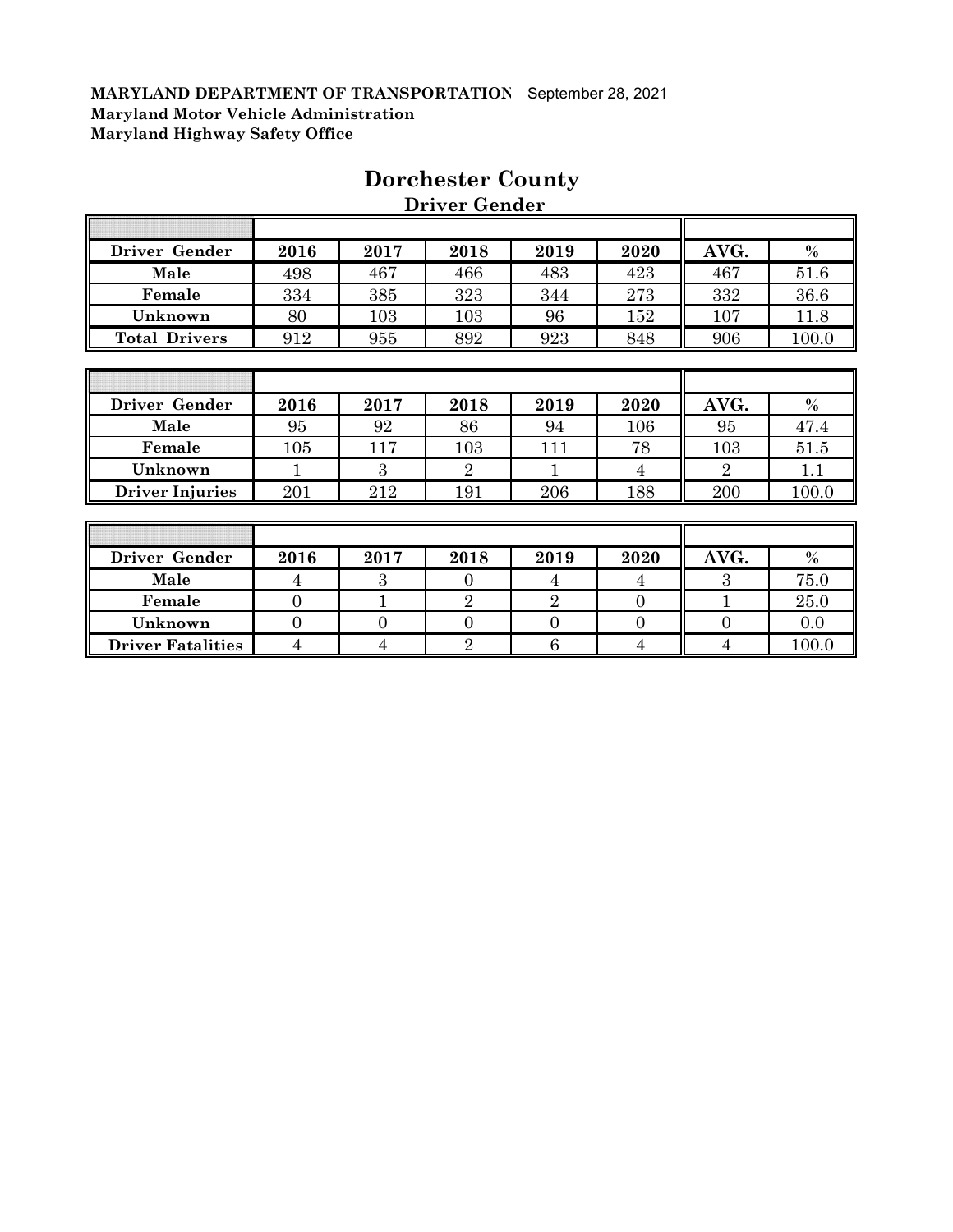**MARYLAND DEPARTMENT OF TRANSPORTATION** September 28, 2021
**Maryland Motor Vehicle Administration**
**Maryland Highway Safety Office**

# Dorchester County

## Driver Gender

| Driver Gender | 2016 | 2017 | 2018 | 2019 | 2020 | AVG. | % |
|---|---|---|---|---|---|---|---|
| Male | 498 | 467 | 466 | 483 | 423 | 467 | 51.6 |
| Female | 334 | 385 | 323 | 344 | 273 | 332 | 36.6 |
| Unknown | 80 | 103 | 103 | 96 | 152 | 107 | 11.8 |
| Total Drivers | 912 | 955 | 892 | 923 | 848 | 906 | 100.0 |

| Driver Gender | 2016 | 2017 | 2018 | 2019 | 2020 | AVG. | % |
|---|---|---|---|---|---|---|---|
| Male | 95 | 92 | 86 | 94 | 106 | 95 | 47.4 |
| Female | 105 | 117 | 103 | 111 | 78 | 103 | 51.5 |
| Unknown | 1 | 3 | 2 | 1 | 4 | 2 | 1.1 |
| Driver Injuries | 201 | 212 | 191 | 206 | 188 | 200 | 100.0 |

| Driver Gender | 2016 | 2017 | 2018 | 2019 | 2020 | AVG. | % |
|---|---|---|---|---|---|---|---|
| Male | 4 | 3 | 0 | 4 | 4 | 3 | 75.0 |
| Female | 0 | 1 | 2 | 2 | 0 | 1 | 25.0 |
| Unknown | 0 | 0 | 0 | 0 | 0 | 0 | 0.0 |
| Driver Fatalities | 4 | 4 | 2 | 6 | 4 | 4 | 100.0 |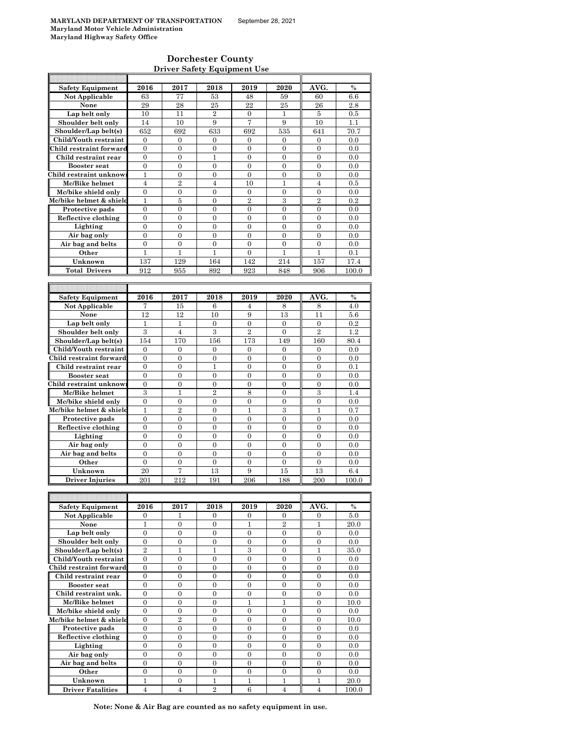**MARYLAND DEPARTMENT OF TRANSPORTATION** September 28, 2021
**Maryland Motor Vehicle Administration**
**Maryland Highway Safety Office**

## Dorchester County
### Driver Safety Equipment Use

| Safety Equipment | 2016 | 2017 | 2018 | 2019 | 2020 | AVG. | % |
|---|---|---|---|---|---|---|---|
| Not Applicable | 63 | 77 | 53 | 48 | 59 | 60 | 6.6 |
| None | 29 | 28 | 25 | 22 | 25 | 26 | 2.8 |
| Lap belt only | 10 | 11 | 2 | 0 | 1 | 5 | 0.5 |
| Shoulder belt only | 14 | 10 | 9 | 7 | 9 | 10 | 1.1 |
| Shoulder/Lap belt(s) | 652 | 692 | 633 | 692 | 535 | 641 | 70.7 |
| Child/Youth restraint | 0 | 0 | 0 | 0 | 0 | 0 | 0.0 |
| Child restraint forward | 0 | 0 | 0 | 0 | 0 | 0 | 0.0 |
| Child restraint rear | 0 | 0 | 1 | 0 | 0 | 0 | 0.0 |
| Booster seat | 0 | 0 | 0 | 0 | 0 | 0 | 0.0 |
| Child restraint unknown | 1 | 0 | 0 | 0 | 0 | 0 | 0.0 |
| Mc/Bike helmet | 4 | 2 | 4 | 10 | 1 | 4 | 0.5 |
| Mc/bike shield only | 0 | 0 | 0 | 0 | 0 | 0 | 0.0 |
| Mc/bike helmet & shield | 1 | 5 | 0 | 2 | 3 | 2 | 0.2 |
| Protective pads | 0 | 0 | 0 | 0 | 0 | 0 | 0.0 |
| Reflective clothing | 0 | 0 | 0 | 0 | 0 | 0 | 0.0 |
| Lighting | 0 | 0 | 0 | 0 | 0 | 0 | 0.0 |
| Air bag only | 0 | 0 | 0 | 0 | 0 | 0 | 0.0 |
| Air bag and belts | 0 | 0 | 0 | 0 | 0 | 0 | 0.0 |
| Other | 1 | 1 | 1 | 0 | 1 | 1 | 0.1 |
| Unknown | 137 | 129 | 164 | 142 | 214 | 157 | 17.4 |
| Total Drivers | 912 | 955 | 892 | 923 | 848 | 906 | 100.0 |

| Safety Equipment | 2016 | 2017 | 2018 | 2019 | 2020 | AVG. | % |
|---|---|---|---|---|---|---|---|
| Not Applicable | 7 | 15 | 6 | 4 | 8 | 8 | 4.0 |
| None | 12 | 12 | 10 | 9 | 13 | 11 | 5.6 |
| Lap belt only | 1 | 1 | 0 | 0 | 0 | 0 | 0.2 |
| Shoulder belt only | 3 | 4 | 3 | 2 | 0 | 2 | 1.2 |
| Shoulder/Lap belt(s) | 154 | 170 | 156 | 173 | 149 | 160 | 80.4 |
| Child/Youth restraint | 0 | 0 | 0 | 0 | 0 | 0 | 0.0 |
| Child restraint forward | 0 | 0 | 0 | 0 | 0 | 0 | 0.0 |
| Child restraint rear | 0 | 0 | 1 | 0 | 0 | 0 | 0.1 |
| Booster seat | 0 | 0 | 0 | 0 | 0 | 0 | 0.0 |
| Child restraint unknown | 0 | 0 | 0 | 0 | 0 | 0 | 0.0 |
| Mc/Bike helmet | 3 | 1 | 2 | 8 | 0 | 3 | 1.4 |
| Mc/bike shield only | 0 | 0 | 0 | 0 | 0 | 0 | 0.0 |
| Mc/bike helmet & shield | 1 | 2 | 0 | 1 | 3 | 1 | 0.7 |
| Protective pads | 0 | 0 | 0 | 0 | 0 | 0 | 0.0 |
| Reflective clothing | 0 | 0 | 0 | 0 | 0 | 0 | 0.0 |
| Lighting | 0 | 0 | 0 | 0 | 0 | 0 | 0.0 |
| Air bag only | 0 | 0 | 0 | 0 | 0 | 0 | 0.0 |
| Air bag and belts | 0 | 0 | 0 | 0 | 0 | 0 | 0.0 |
| Other | 0 | 0 | 0 | 0 | 0 | 0 | 0.0 |
| Unknown | 20 | 7 | 13 | 9 | 15 | 13 | 6.4 |
| Driver Injuries | 201 | 212 | 191 | 206 | 188 | 200 | 100.0 |

| Safety Equipment | 2016 | 2017 | 2018 | 2019 | 2020 | AVG. | % |
|---|---|---|---|---|---|---|---|
| Not Applicable | 0 | 1 | 0 | 0 | 0 | 0 | 5.0 |
| None | 1 | 0 | 0 | 1 | 2 | 1 | 20.0 |
| Lap belt only | 0 | 0 | 0 | 0 | 0 | 0 | 0.0 |
| Shoulder belt only | 0 | 0 | 0 | 0 | 0 | 0 | 0.0 |
| Shoulder/Lap belt(s) | 2 | 1 | 1 | 3 | 0 | 1 | 35.0 |
| Child/Youth restraint | 0 | 0 | 0 | 0 | 0 | 0 | 0.0 |
| Child restraint forward | 0 | 0 | 0 | 0 | 0 | 0 | 0.0 |
| Child restraint rear | 0 | 0 | 0 | 0 | 0 | 0 | 0.0 |
| Booster seat | 0 | 0 | 0 | 0 | 0 | 0 | 0.0 |
| Child restraint unk. | 0 | 0 | 0 | 0 | 0 | 0 | 0.0 |
| Mc/Bike helmet | 0 | 0 | 0 | 1 | 1 | 0 | 10.0 |
| Mc/bike shield only | 0 | 0 | 0 | 0 | 0 | 0 | 0.0 |
| Mc/bike helmet & shield | 0 | 2 | 0 | 0 | 0 | 0 | 10.0 |
| Protective pads | 0 | 0 | 0 | 0 | 0 | 0 | 0.0 |
| Reflective clothing | 0 | 0 | 0 | 0 | 0 | 0 | 0.0 |
| Lighting | 0 | 0 | 0 | 0 | 0 | 0 | 0.0 |
| Air bag only | 0 | 0 | 0 | 0 | 0 | 0 | 0.0 |
| Air bag and belts | 0 | 0 | 0 | 0 | 0 | 0 | 0.0 |
| Other | 0 | 0 | 0 | 0 | 0 | 0 | 0.0 |
| Unknown | 1 | 0 | 1 | 1 | 1 | 1 | 20.0 |
| Driver Fatalities | 4 | 4 | 2 | 6 | 4 | 4 | 100.0 |

**Note: None & Air Bag are counted as no safety equipment in use.**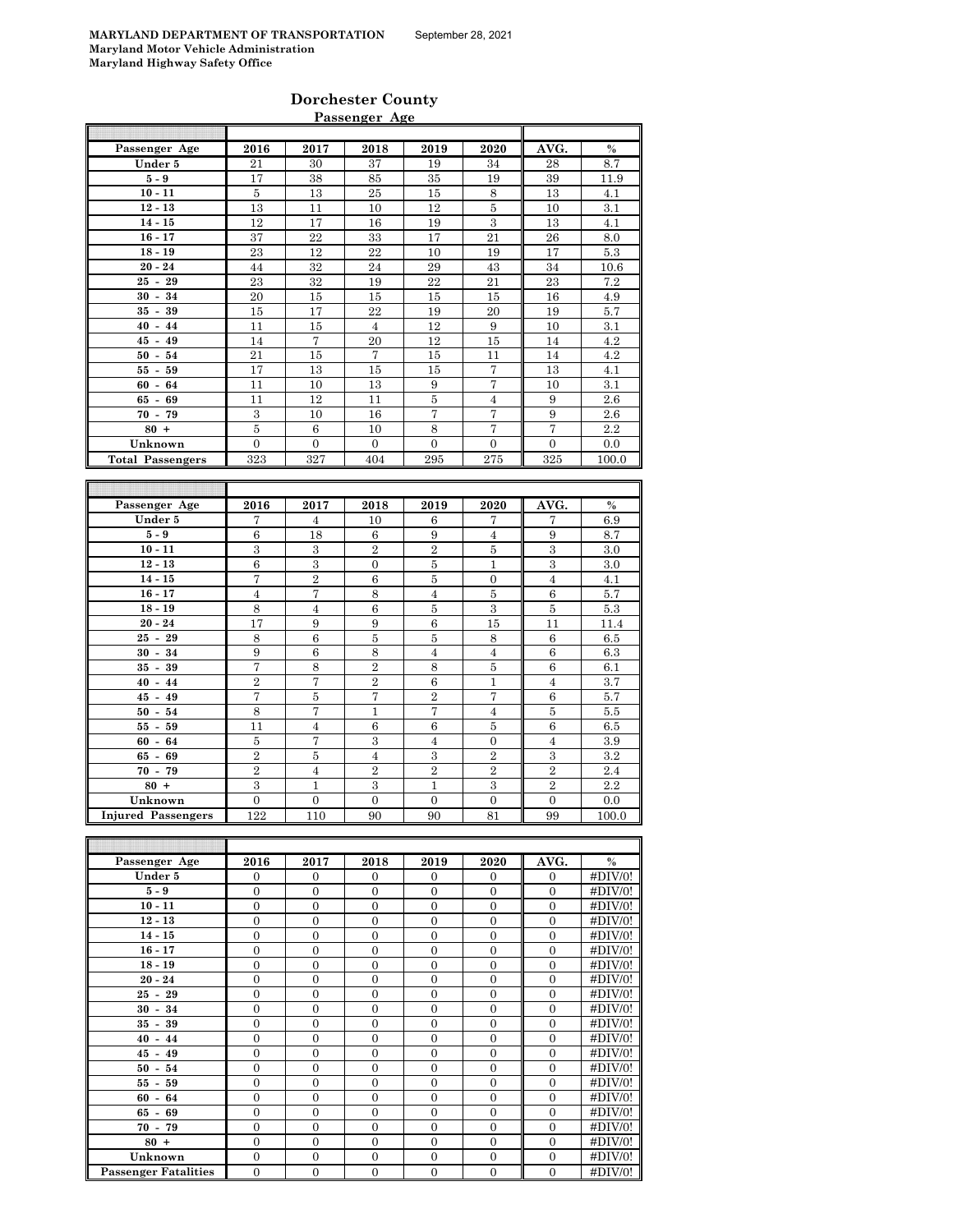MARYLAND DEPARTMENT OF TRANSPORTATION September 28, 2021
**Maryland Motor Vehicle Administration**
**Maryland Highway Safety Office**

## Dorchester County

### Passenger Age

| Passenger Age | 2016 | 2017 | 2018 | 2019 | 2020 | AVG. | % |
|---|---|---|---|---|---|---|---|
| Under 5 | 21 | 30 | 37 | 19 | 34 | 28 | 8.7 |
| 5 - 9 | 17 | 38 | 85 | 35 | 19 | 39 | 11.9 |
| 10 - 11 | 5 | 13 | 25 | 15 | 8 | 13 | 4.1 |
| 12 - 13 | 13 | 11 | 10 | 12 | 5 | 10 | 3.1 |
| 14 - 15 | 12 | 17 | 16 | 19 | 3 | 13 | 4.1 |
| 16 - 17 | 37 | 22 | 33 | 17 | 21 | 26 | 8.0 |
| 18 - 19 | 23 | 12 | 22 | 10 | 19 | 17 | 5.3 |
| 20 - 24 | 44 | 32 | 24 | 29 | 43 | 34 | 10.6 |
| 25 - 29 | 23 | 32 | 19 | 22 | 21 | 23 | 7.2 |
| 30 - 34 | 20 | 15 | 15 | 15 | 15 | 16 | 4.9 |
| 35 - 39 | 15 | 17 | 22 | 19 | 20 | 19 | 5.7 |
| 40 - 44 | 11 | 15 | 4 | 12 | 9 | 10 | 3.1 |
| 45 - 49 | 14 | 7 | 20 | 12 | 15 | 14 | 4.2 |
| 50 - 54 | 21 | 15 | 7 | 15 | 11 | 14 | 4.2 |
| 55 - 59 | 17 | 13 | 15 | 15 | 7 | 13 | 4.1 |
| 60 - 64 | 11 | 10 | 13 | 9 | 7 | 10 | 3.1 |
| 65 - 69 | 11 | 12 | 11 | 5 | 4 | 9 | 2.6 |
| 70 - 79 | 3 | 10 | 16 | 7 | 7 | 9 | 2.6 |
| 80 + | 5 | 6 | 10 | 8 | 7 | 7 | 2.2 |
| Unknown | 0 | 0 | 0 | 0 | 0 | 0 | 0.0 |
| **Total Passengers** | 323 | 327 | 404 | 295 | 275 | 325 | 100.0 |

| Passenger Age | 2016 | 2017 | 2018 | 2019 | 2020 | AVG. | % |
|---|---|---|---|---|---|---|---|
| Under 5 | 7 | 4 | 10 | 6 | 7 | 7 | 6.9 |
| 5 - 9 | 6 | 18 | 6 | 9 | 4 | 9 | 8.7 |
| 10 - 11 | 3 | 3 | 2 | 2 | 5 | 3 | 3.0 |
| 12 - 13 | 6 | 3 | 0 | 5 | 1 | 3 | 3.0 |
| 14 - 15 | 7 | 2 | 6 | 5 | 0 | 4 | 4.1 |
| 16 - 17 | 4 | 7 | 8 | 4 | 5 | 6 | 5.7 |
| 18 - 19 | 8 | 4 | 6 | 5 | 3 | 5 | 5.3 |
| 20 - 24 | 17 | 9 | 9 | 6 | 15 | 11 | 11.4 |
| 25 - 29 | 8 | 6 | 5 | 5 | 8 | 6 | 6.5 |
| 30 - 34 | 9 | 6 | 8 | 4 | 4 | 6 | 6.3 |
| 35 - 39 | 7 | 8 | 2 | 8 | 5 | 6 | 6.1 |
| 40 - 44 | 2 | 7 | 2 | 6 | 1 | 4 | 3.7 |
| 45 - 49 | 7 | 5 | 7 | 2 | 7 | 6 | 5.7 |
| 50 - 54 | 8 | 7 | 1 | 7 | 4 | 5 | 5.5 |
| 55 - 59 | 11 | 4 | 6 | 6 | 5 | 6 | 6.5 |
| 60 - 64 | 5 | 7 | 3 | 4 | 0 | 4 | 3.9 |
| 65 - 69 | 2 | 5 | 4 | 3 | 2 | 3 | 3.2 |
| 70 - 79 | 2 | 4 | 2 | 2 | 2 | 2 | 2.4 |
| 80 + | 3 | 1 | 3 | 1 | 3 | 2 | 2.2 |
| Unknown | 0 | 0 | 0 | 0 | 0 | 0 | 0.0 |
| **Injured Passengers** | 122 | 110 | 90 | 90 | 81 | 99 | 100.0 |

| Passenger Age | 2016 | 2017 | 2018 | 2019 | 2020 | AVG. | % |
|---|---|---|---|---|---|---|---|
| Under 5 | 0 | 0 | 0 | 0 | 0 | 0 | #DIV/0! |
| 5 - 9 | 0 | 0 | 0 | 0 | 0 | 0 | #DIV/0! |
| 10 - 11 | 0 | 0 | 0 | 0 | 0 | 0 | #DIV/0! |
| 12 - 13 | 0 | 0 | 0 | 0 | 0 | 0 | #DIV/0! |
| 14 - 15 | 0 | 0 | 0 | 0 | 0 | 0 | #DIV/0! |
| 16 - 17 | 0 | 0 | 0 | 0 | 0 | 0 | #DIV/0! |
| 18 - 19 | 0 | 0 | 0 | 0 | 0 | 0 | #DIV/0! |
| 20 - 24 | 0 | 0 | 0 | 0 | 0 | 0 | #DIV/0! |
| 25 - 29 | 0 | 0 | 0 | 0 | 0 | 0 | #DIV/0! |
| 30 - 34 | 0 | 0 | 0 | 0 | 0 | 0 | #DIV/0! |
| 35 - 39 | 0 | 0 | 0 | 0 | 0 | 0 | #DIV/0! |
| 40 - 44 | 0 | 0 | 0 | 0 | 0 | 0 | #DIV/0! |
| 45 - 49 | 0 | 0 | 0 | 0 | 0 | 0 | #DIV/0! |
| 50 - 54 | 0 | 0 | 0 | 0 | 0 | 0 | #DIV/0! |
| 55 - 59 | 0 | 0 | 0 | 0 | 0 | 0 | #DIV/0! |
| 60 - 64 | 0 | 0 | 0 | 0 | 0 | 0 | #DIV/0! |
| 65 - 69 | 0 | 0 | 0 | 0 | 0 | 0 | #DIV/0! |
| 70 - 79 | 0 | 0 | 0 | 0 | 0 | 0 | #DIV/0! |
| 80 + | 0 | 0 | 0 | 0 | 0 | 0 | #DIV/0! |
| Unknown | 0 | 0 | 0 | 0 | 0 | 0 | #DIV/0! |
| **Passenger Fatalities** | 0 | 0 | 0 | 0 | 0 | 0 | #DIV/0! |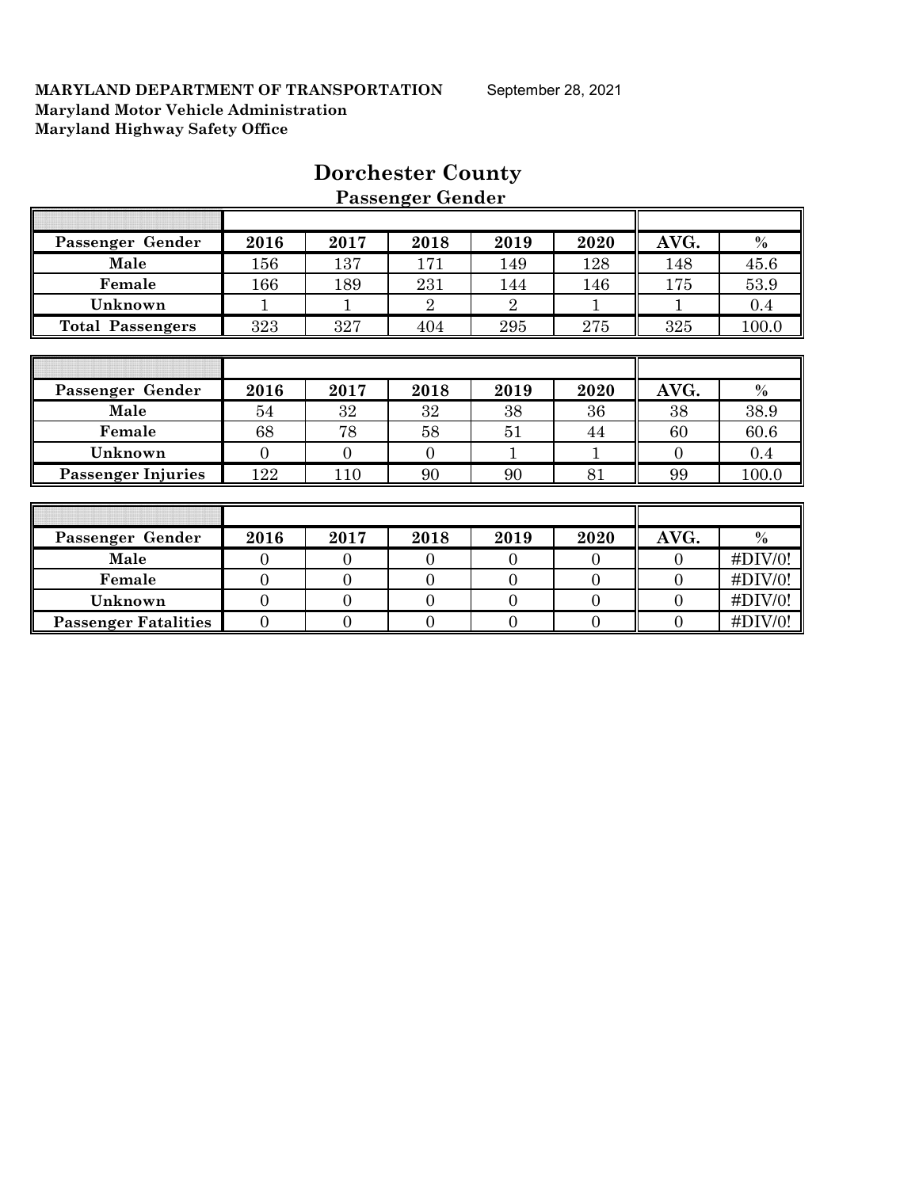**MARYLAND DEPARTMENT OF TRANSPORTATION** September 28, 2021
**Maryland Motor Vehicle Administration**
**Maryland Highway Safety Office**

# Dorchester County

## Passenger Gender

| Passenger Gender | 2016 | 2017 | 2018 | 2019 | 2020 | AVG. | % |
|---|---|---|---|---|---|---|---|
| Male | 156 | 137 | 171 | 149 | 128 | 148 | 45.6 |
| Female | 166 | 189 | 231 | 144 | 146 | 175 | 53.9 |
| Unknown | 1 | 1 | 2 | 2 | 1 | 1 | 0.4 |
| Total Passengers | 323 | 327 | 404 | 295 | 275 | 325 | 100.0 |

| Passenger Gender | 2016 | 2017 | 2018 | 2019 | 2020 | AVG. | % |
|---|---|---|---|---|---|---|---|
| Male | 54 | 32 | 32 | 38 | 36 | 38 | 38.9 |
| Female | 68 | 78 | 58 | 51 | 44 | 60 | 60.6 |
| Unknown | 0 | 0 | 0 | 1 | 1 | 0 | 0.4 |
| Passenger Injuries | 122 | 110 | 90 | 90 | 81 | 99 | 100.0 |

| Passenger Gender | 2016 | 2017 | 2018 | 2019 | 2020 | AVG. | % |
|---|---|---|---|---|---|---|---|
| Male | 0 | 0 | 0 | 0 | 0 | 0 | #DIV/0! |
| Female | 0 | 0 | 0 | 0 | 0 | 0 | #DIV/0! |
| Unknown | 0 | 0 | 0 | 0 | 0 | 0 | #DIV/0! |
| Passenger Fatalities | 0 | 0 | 0 | 0 | 0 | 0 | #DIV/0! |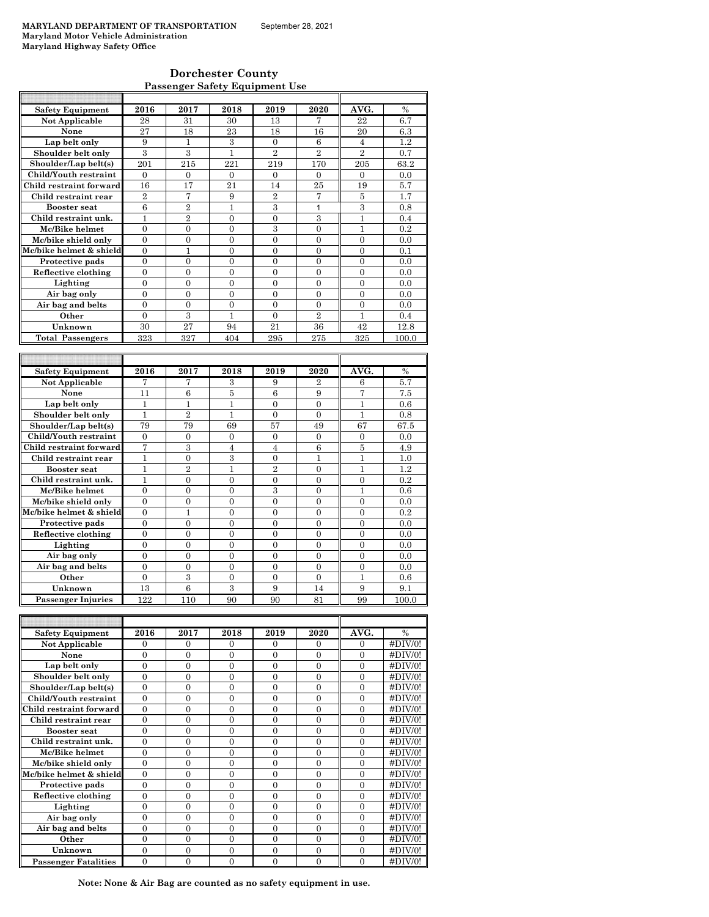**MARYLAND DEPARTMENT OF TRANSPORTATION** September 28, 2021
**Maryland Motor Vehicle Administration**
**Maryland Highway Safety Office**

## Dorchester County

### Passenger Safety Equipment Use

| Safety Equipment | 2016 | 2017 | 2018 | 2019 | 2020 | AVG. | % |
|---|---|---|---|---|---|---|---|
| Not Applicable | 28 | 31 | 30 | 13 | 7 | 22 | 6.7 |
| None | 27 | 18 | 23 | 18 | 16 | 20 | 6.3 |
| Lap belt only | 9 | 1 | 3 | 0 | 6 | 4 | 1.2 |
| Shoulder belt only | 3 | 3 | 1 | 2 | 2 | 2 | 0.7 |
| Shoulder/Lap belt(s) | 201 | 215 | 221 | 219 | 170 | 205 | 63.2 |
| Child/Youth restraint | 0 | 0 | 0 | 0 | 0 | 0 | 0.0 |
| Child restraint forward | 16 | 17 | 21 | 14 | 25 | 19 | 5.7 |
| Child restraint rear | 2 | 7 | 9 | 2 | 7 | 5 | 1.7 |
| Booster seat | 6 | 2 | 1 | 3 | 1 | 3 | 0.8 |
| Child restraint unk. | 1 | 2 | 0 | 0 | 3 | 1 | 0.4 |
| Mc/Bike helmet | 0 | 0 | 0 | 3 | 0 | 1 | 0.2 |
| Mc/bike shield only | 0 | 0 | 0 | 0 | 0 | 0 | 0.0 |
| Mc/bike helmet & shield | 0 | 1 | 0 | 0 | 0 | 0 | 0.1 |
| Protective pads | 0 | 0 | 0 | 0 | 0 | 0 | 0.0 |
| Reflective clothing | 0 | 0 | 0 | 0 | 0 | 0 | 0.0 |
| Lighting | 0 | 0 | 0 | 0 | 0 | 0 | 0.0 |
| Air bag only | 0 | 0 | 0 | 0 | 0 | 0 | 0.0 |
| Air bag and belts | 0 | 0 | 0 | 0 | 0 | 0 | 0.0 |
| Other | 0 | 3 | 1 | 0 | 2 | 1 | 0.4 |
| Unknown | 30 | 27 | 94 | 21 | 36 | 42 | 12.8 |
| Total Passengers | 323 | 327 | 404 | 295 | 275 | 325 | 100.0 |

| Safety Equipment | 2016 | 2017 | 2018 | 2019 | 2020 | AVG. | % |
|---|---|---|---|---|---|---|---|
| Not Applicable | 7 | 7 | 3 | 9 | 2 | 6 | 5.7 |
| None | 11 | 6 | 5 | 6 | 9 | 7 | 7.5 |
| Lap belt only | 1 | 1 | 1 | 0 | 0 | 1 | 0.6 |
| Shoulder belt only | 1 | 2 | 1 | 0 | 0 | 1 | 0.8 |
| Shoulder/Lap belt(s) | 79 | 79 | 69 | 57 | 49 | 67 | 67.5 |
| Child/Youth restraint | 0 | 0 | 0 | 0 | 0 | 0 | 0.0 |
| Child restraint forward | 7 | 3 | 4 | 4 | 6 | 5 | 4.9 |
| Child restraint rear | 1 | 0 | 3 | 0 | 1 | 1 | 1.0 |
| Booster seat | 1 | 2 | 1 | 2 | 0 | 1 | 1.2 |
| Child restraint unk. | 1 | 0 | 0 | 0 | 0 | 0 | 0.2 |
| Mc/Bike helmet | 0 | 0 | 0 | 3 | 0 | 1 | 0.6 |
| Mc/bike shield only | 0 | 0 | 0 | 0 | 0 | 0 | 0.0 |
| Mc/bike helmet & shield | 0 | 1 | 0 | 0 | 0 | 0 | 0.2 |
| Protective pads | 0 | 0 | 0 | 0 | 0 | 0 | 0.0 |
| Reflective clothing | 0 | 0 | 0 | 0 | 0 | 0 | 0.0 |
| Lighting | 0 | 0 | 0 | 0 | 0 | 0 | 0.0 |
| Air bag only | 0 | 0 | 0 | 0 | 0 | 0 | 0.0 |
| Air bag and belts | 0 | 0 | 0 | 0 | 0 | 0 | 0.0 |
| Other | 0 | 3 | 0 | 0 | 0 | 1 | 0.6 |
| Unknown | 13 | 6 | 3 | 9 | 14 | 9 | 9.1 |
| Passenger Injuries | 122 | 110 | 90 | 90 | 81 | 99 | 100.0 |

| Safety Equipment | 2016 | 2017 | 2018 | 2019 | 2020 | AVG. | % |
|---|---|---|---|---|---|---|---|
| Not Applicable | 0 | 0 | 0 | 0 | 0 | 0 | #DIV/0! |
| None | 0 | 0 | 0 | 0 | 0 | 0 | #DIV/0! |
| Lap belt only | 0 | 0 | 0 | 0 | 0 | 0 | #DIV/0! |
| Shoulder belt only | 0 | 0 | 0 | 0 | 0 | 0 | #DIV/0! |
| Shoulder/Lap belt(s) | 0 | 0 | 0 | 0 | 0 | 0 | #DIV/0! |
| Child/Youth restraint | 0 | 0 | 0 | 0 | 0 | 0 | #DIV/0! |
| Child restraint forward | 0 | 0 | 0 | 0 | 0 | 0 | #DIV/0! |
| Child restraint rear | 0 | 0 | 0 | 0 | 0 | 0 | #DIV/0! |
| Booster seat | 0 | 0 | 0 | 0 | 0 | 0 | #DIV/0! |
| Child restraint unk. | 0 | 0 | 0 | 0 | 0 | 0 | #DIV/0! |
| Mc/Bike helmet | 0 | 0 | 0 | 0 | 0 | 0 | #DIV/0! |
| Mc/bike shield only | 0 | 0 | 0 | 0 | 0 | 0 | #DIV/0! |
| Mc/bike helmet & shield | 0 | 0 | 0 | 0 | 0 | 0 | #DIV/0! |
| Protective pads | 0 | 0 | 0 | 0 | 0 | 0 | #DIV/0! |
| Reflective clothing | 0 | 0 | 0 | 0 | 0 | 0 | #DIV/0! |
| Lighting | 0 | 0 | 0 | 0 | 0 | 0 | #DIV/0! |
| Air bag only | 0 | 0 | 0 | 0 | 0 | 0 | #DIV/0! |
| Air bag and belts | 0 | 0 | 0 | 0 | 0 | 0 | #DIV/0! |
| Other | 0 | 0 | 0 | 0 | 0 | 0 | #DIV/0! |
| Unknown | 0 | 0 | 0 | 0 | 0 | 0 | #DIV/0! |
| Passenger Fatalities | 0 | 0 | 0 | 0 | 0 | 0 | #DIV/0! |

**Note: None & Air Bag are counted as no safety equipment in use.**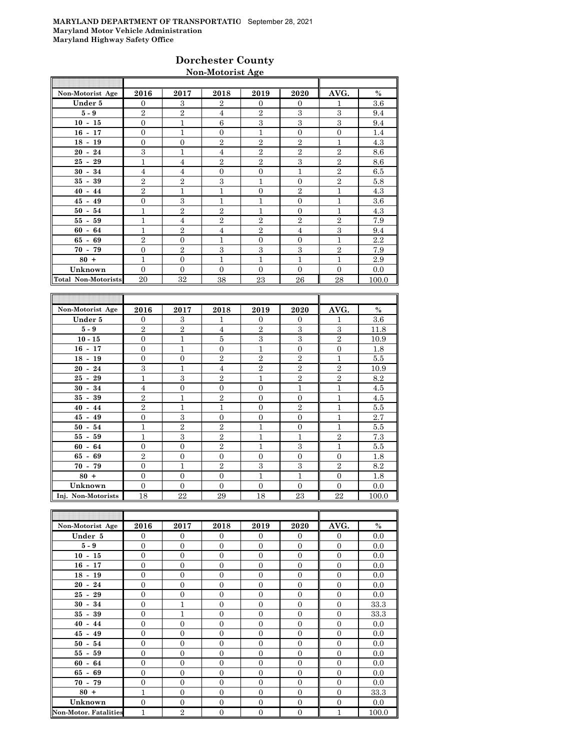MARYLAND DEPARTMENT OF TRANSPORTATIO September 28, 2021
Maryland Motor Vehicle Administration
Maryland Highway Safety Office

## Dorchester County

### Non-Motorist Age

| Non-Motorist Age | 2016 | 2017 | 2018 | 2019 | 2020 | AVG. | % |
|---|---|---|---|---|---|---|---|
| Under 5 | 0 | 3 | 2 | 0 | 0 | 1 | 3.6 |
| 5 - 9 | 2 | 2 | 4 | 2 | 3 | 3 | 9.4 |
| 10 - 15 | 0 | 1 | 6 | 3 | 3 | 3 | 9.4 |
| 16 - 17 | 0 | 1 | 0 | 1 | 0 | 0 | 1.4 |
| 18 - 19 | 0 | 0 | 2 | 2 | 2 | 1 | 4.3 |
| 20 - 24 | 3 | 1 | 4 | 2 | 2 | 2 | 8.6 |
| 25 - 29 | 1 | 4 | 2 | 2 | 3 | 2 | 8.6 |
| 30 - 34 | 4 | 4 | 0 | 0 | 1 | 2 | 6.5 |
| 35 - 39 | 2 | 2 | 3 | 1 | 0 | 2 | 5.8 |
| 40 - 44 | 2 | 1 | 1 | 0 | 2 | 1 | 4.3 |
| 45 - 49 | 0 | 3 | 1 | 1 | 0 | 1 | 3.6 |
| 50 - 54 | 1 | 2 | 2 | 1 | 0 | 1 | 4.3 |
| 55 - 59 | 1 | 4 | 2 | 2 | 2 | 2 | 7.9 |
| 60 - 64 | 1 | 2 | 4 | 2 | 4 | 3 | 9.4 |
| 65 - 69 | 2 | 0 | 1 | 0 | 0 | 1 | 2.2 |
| 70 - 79 | 0 | 2 | 3 | 3 | 3 | 2 | 7.9 |
| 80 + | 1 | 0 | 1 | 1 | 1 | 1 | 2.9 |
| Unknown | 0 | 0 | 0 | 0 | 0 | 0 | 0.0 |
| Total Non-Motorists | 20 | 32 | 38 | 23 | 26 | 28 | 100.0 |

| Non-Motorist Age | 2016 | 2017 | 2018 | 2019 | 2020 | AVG. | % |
|---|---|---|---|---|---|---|---|
| Under 5 | 0 | 3 | 1 | 0 | 0 | 1 | 3.6 |
| 5 - 9 | 2 | 2 | 4 | 2 | 3 | 3 | 11.8 |
| 10 - 15 | 0 | 1 | 5 | 3 | 3 | 2 | 10.9 |
| 16 - 17 | 0 | 1 | 0 | 1 | 0 | 0 | 1.8 |
| 18 - 19 | 0 | 0 | 2 | 2 | 2 | 1 | 5.5 |
| 20 - 24 | 3 | 1 | 4 | 2 | 2 | 2 | 10.9 |
| 25 - 29 | 1 | 3 | 2 | 1 | 2 | 2 | 8.2 |
| 30 - 34 | 4 | 0 | 0 | 0 | 1 | 1 | 4.5 |
| 35 - 39 | 2 | 1 | 2 | 0 | 0 | 1 | 4.5 |
| 40 - 44 | 2 | 1 | 1 | 0 | 2 | 1 | 5.5 |
| 45 - 49 | 0 | 3 | 0 | 0 | 0 | 1 | 2.7 |
| 50 - 54 | 1 | 2 | 2 | 1 | 0 | 1 | 5.5 |
| 55 - 59 | 1 | 3 | 2 | 1 | 1 | 2 | 7.3 |
| 60 - 64 | 0 | 0 | 2 | 1 | 3 | 1 | 5.5 |
| 65 - 69 | 2 | 0 | 0 | 0 | 0 | 0 | 1.8 |
| 70 - 79 | 0 | 1 | 2 | 3 | 3 | 2 | 8.2 |
| 80 + | 0 | 0 | 0 | 1 | 1 | 0 | 1.8 |
| Unknown | 0 | 0 | 0 | 0 | 0 | 0 | 0.0 |
| Inj. Non-Motorists | 18 | 22 | 29 | 18 | 23 | 22 | 100.0 |

| Non-Motorist Age | 2016 | 2017 | 2018 | 2019 | 2020 | AVG. | % |
|---|---|---|---|---|---|---|---|
| Under 5 | 0 | 0 | 0 | 0 | 0 | 0 | 0.0 |
| 5 - 9 | 0 | 0 | 0 | 0 | 0 | 0 | 0.0 |
| 10 - 15 | 0 | 0 | 0 | 0 | 0 | 0 | 0.0 |
| 16 - 17 | 0 | 0 | 0 | 0 | 0 | 0 | 0.0 |
| 18 - 19 | 0 | 0 | 0 | 0 | 0 | 0 | 0.0 |
| 20 - 24 | 0 | 0 | 0 | 0 | 0 | 0 | 0.0 |
| 25 - 29 | 0 | 0 | 0 | 0 | 0 | 0 | 0.0 |
| 30 - 34 | 0 | 1 | 0 | 0 | 0 | 0 | 33.3 |
| 35 - 39 | 0 | 1 | 0 | 0 | 0 | 0 | 33.3 |
| 40 - 44 | 0 | 0 | 0 | 0 | 0 | 0 | 0.0 |
| 45 - 49 | 0 | 0 | 0 | 0 | 0 | 0 | 0.0 |
| 50 - 54 | 0 | 0 | 0 | 0 | 0 | 0 | 0.0 |
| 55 - 59 | 0 | 0 | 0 | 0 | 0 | 0 | 0.0 |
| 60 - 64 | 0 | 0 | 0 | 0 | 0 | 0 | 0.0 |
| 65 - 69 | 0 | 0 | 0 | 0 | 0 | 0 | 0.0 |
| 70 - 79 | 0 | 0 | 0 | 0 | 0 | 0 | 0.0 |
| 80 + | 1 | 0 | 0 | 0 | 0 | 0 | 33.3 |
| Unknown | 0 | 0 | 0 | 0 | 0 | 0 | 0.0 |
| Non-Motor. Fatalities | 1 | 2 | 0 | 0 | 0 | 1 | 100.0 |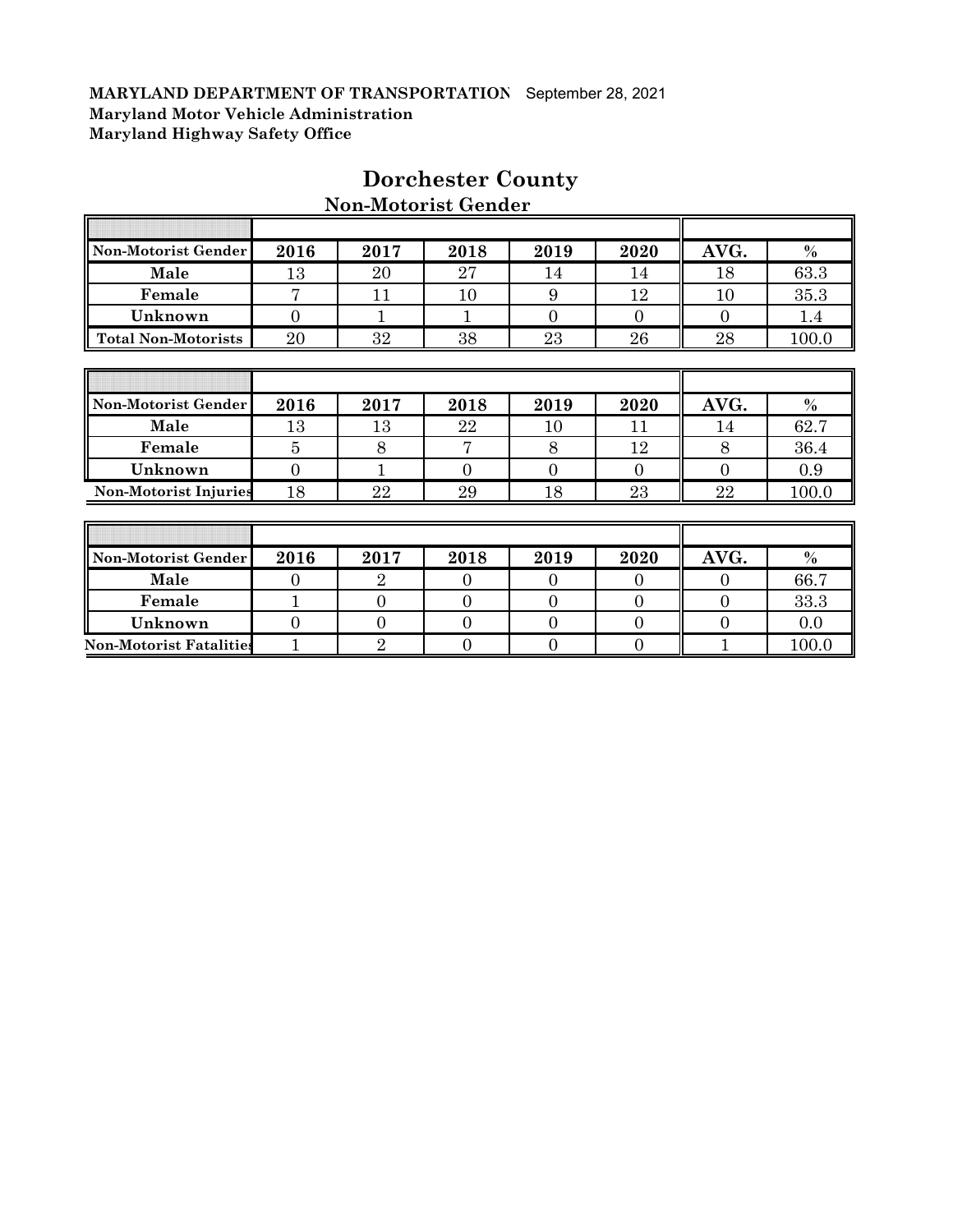**MARYLAND DEPARTMENT OF TRANSPORTATION** September 28, 2021
**Maryland Motor Vehicle Administration**
**Maryland Highway Safety Office**

# Dorchester County

## Non-Motorist Gender

| Non-Motorist Gender | 2016 | 2017 | 2018 | 2019 | 2020 | AVG. | % |
|---|---|---|---|---|---|---|---|
| Male | 13 | 20 | 27 | 14 | 14 | 18 | 63.3 |
| Female | 7 | 11 | 10 | 9 | 12 | 10 | 35.3 |
| Unknown | 0 | 1 | 1 | 0 | 0 | 0 | 1.4 |
| Total Non-Motorists | 20 | 32 | 38 | 23 | 26 | 28 | 100.0 |

| Non-Motorist Gender | 2016 | 2017 | 2018 | 2019 | 2020 | AVG. | % |
|---|---|---|---|---|---|---|---|
| Male | 13 | 13 | 22 | 10 | 11 | 14 | 62.7 |
| Female | 5 | 8 | 7 | 8 | 12 | 8 | 36.4 |
| Unknown | 0 | 1 | 0 | 0 | 0 | 0 | 0.9 |
| Non-Motorist Injuries | 18 | 22 | 29 | 18 | 23 | 22 | 100.0 |

| Non-Motorist Gender | 2016 | 2017 | 2018 | 2019 | 2020 | AVG. | % |
|---|---|---|---|---|---|---|---|
| Male | 0 | 2 | 0 | 0 | 0 | 0 | 66.7 |
| Female | 1 | 0 | 0 | 0 | 0 | 0 | 33.3 |
| Unknown | 0 | 0 | 0 | 0 | 0 | 0 | 0.0 |
| Non-Motorist Fatalities | 1 | 2 | 0 | 0 | 0 | 1 | 100.0 |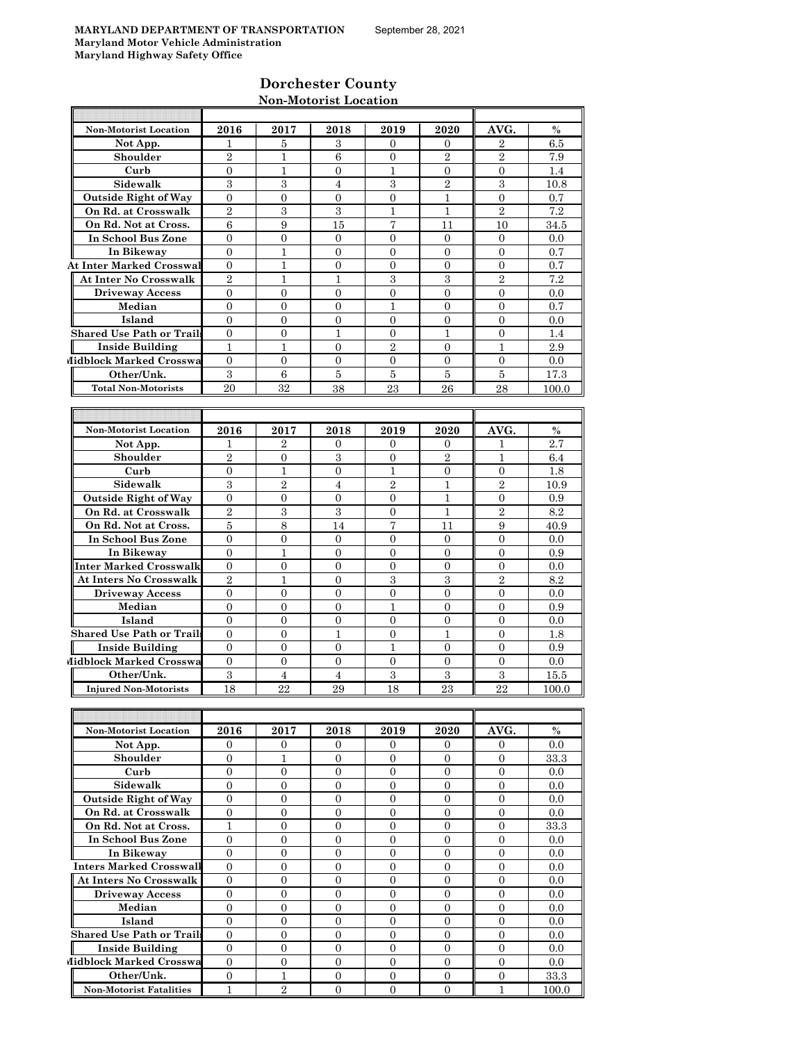**MARYLAND DEPARTMENT OF TRANSPORTATION** September 28, 2021
**Maryland Motor Vehicle Administration**
**Maryland Highway Safety Office**

## Dorchester County

### Non-Motorist Location

| Non-Motorist Location | 2016 | 2017 | 2018 | 2019 | 2020 | AVG. | % |
|---|---|---|---|---|---|---|---|
| Not App. | 1 | 5 | 3 | 0 | 0 | 2 | 6.5 |
| Shoulder | 2 | 1 | 6 | 0 | 2 | 2 | 7.9 |
| Curb | 0 | 1 | 0 | 1 | 0 | 0 | 1.4 |
| Sidewalk | 3 | 3 | 4 | 3 | 2 | 3 | 10.8 |
| Outside Right of Way | 0 | 0 | 0 | 0 | 1 | 0 | 0.7 |
| On Rd. at Crosswalk | 2 | 3 | 3 | 1 | 1 | 2 | 7.2 |
| On Rd. Not at Cross. | 6 | 9 | 15 | 7 | 11 | 10 | 34.5 |
| In School Bus Zone | 0 | 0 | 0 | 0 | 0 | 0 | 0.0 |
| In Bikeway | 0 | 1 | 0 | 0 | 0 | 0 | 0.7 |
| At Inter Marked Crosswal | 0 | 1 | 0 | 0 | 0 | 0 | 0.7 |
| At Inter No Crosswalk | 2 | 1 | 1 | 3 | 3 | 2 | 7.2 |
| Driveway Access | 0 | 0 | 0 | 0 | 0 | 0 | 0.0 |
| Median | 0 | 0 | 0 | 1 | 0 | 0 | 0.7 |
| Island | 0 | 0 | 0 | 0 | 0 | 0 | 0.0 |
| Shared Use Path or Trails | 0 | 0 | 1 | 0 | 1 | 0 | 1.4 |
| Inside Building | 1 | 1 | 0 | 2 | 0 | 1 | 2.9 |
| Midblock Marked Crosswa | 0 | 0 | 0 | 0 | 0 | 0 | 0.0 |
| Other/Unk. | 3 | 6 | 5 | 5 | 5 | 5 | 17.3 |
| **Total Non-Motorists** | 20 | 32 | 38 | 23 | 26 | 28 | 100.0 |

| Non-Motorist Location | 2016 | 2017 | 2018 | 2019 | 2020 | AVG. | % |
|---|---|---|---|---|---|---|---|
| Not App. | 1 | 2 | 0 | 0 | 0 | 1 | 2.7 |
| Shoulder | 2 | 0 | 3 | 0 | 2 | 1 | 6.4 |
| Curb | 0 | 1 | 0 | 1 | 0 | 0 | 1.8 |
| Sidewalk | 3 | 2 | 4 | 2 | 1 | 2 | 10.9 |
| Outside Right of Way | 0 | 0 | 0 | 0 | 1 | 0 | 0.9 |
| On Rd. at Crosswalk | 2 | 3 | 3 | 0 | 1 | 2 | 8.2 |
| On Rd. Not at Cross. | 5 | 8 | 14 | 7 | 11 | 9 | 40.9 |
| In School Bus Zone | 0 | 0 | 0 | 0 | 0 | 0 | 0.0 |
| In Bikeway | 0 | 1 | 0 | 0 | 0 | 0 | 0.9 |
| Inter Marked Crosswalk | 0 | 0 | 0 | 0 | 0 | 0 | 0.0 |
| At Inters No Crosswalk | 2 | 1 | 0 | 3 | 3 | 2 | 8.2 |
| Driveway Access | 0 | 0 | 0 | 0 | 0 | 0 | 0.0 |
| Median | 0 | 0 | 0 | 1 | 0 | 0 | 0.9 |
| Island | 0 | 0 | 0 | 0 | 0 | 0 | 0.0 |
| Shared Use Path or Trails | 0 | 0 | 1 | 0 | 1 | 0 | 1.8 |
| Inside Building | 0 | 0 | 0 | 1 | 0 | 0 | 0.9 |
| Midblock Marked Crosswa | 0 | 0 | 0 | 0 | 0 | 0 | 0.0 |
| Other/Unk. | 3 | 4 | 4 | 3 | 3 | 3 | 15.5 |
| **Injured Non-Motorists** | 18 | 22 | 29 | 18 | 23 | 22 | 100.0 |

| Non-Motorist Location | 2016 | 2017 | 2018 | 2019 | 2020 | AVG. | % |
|---|---|---|---|---|---|---|---|
| Not App. | 0 | 0 | 0 | 0 | 0 | 0 | 0.0 |
| Shoulder | 0 | 1 | 0 | 0 | 0 | 0 | 33.3 |
| Curb | 0 | 0 | 0 | 0 | 0 | 0 | 0.0 |
| Sidewalk | 0 | 0 | 0 | 0 | 0 | 0 | 0.0 |
| Outside Right of Way | 0 | 0 | 0 | 0 | 0 | 0 | 0.0 |
| On Rd. at Crosswalk | 0 | 0 | 0 | 0 | 0 | 0 | 0.0 |
| On Rd. Not at Cross. | 1 | 0 | 0 | 0 | 0 | 0 | 33.3 |
| In School Bus Zone | 0 | 0 | 0 | 0 | 0 | 0 | 0.0 |
| In Bikeway | 0 | 0 | 0 | 0 | 0 | 0 | 0.0 |
| Inters Marked Crosswalk | 0 | 0 | 0 | 0 | 0 | 0 | 0.0 |
| At Inters No Crosswalk | 0 | 0 | 0 | 0 | 0 | 0 | 0.0 |
| Driveway Access | 0 | 0 | 0 | 0 | 0 | 0 | 0.0 |
| Median | 0 | 0 | 0 | 0 | 0 | 0 | 0.0 |
| Island | 0 | 0 | 0 | 0 | 0 | 0 | 0.0 |
| Shared Use Path or Trails | 0 | 0 | 0 | 0 | 0 | 0 | 0.0 |
| Inside Building | 0 | 0 | 0 | 0 | 0 | 0 | 0.0 |
| Midblock Marked Crosswa | 0 | 0 | 0 | 0 | 0 | 0 | 0.0 |
| Other/Unk. | 0 | 1 | 0 | 0 | 0 | 0 | 33.3 |
| **Non-Motorist Fatalities** | 1 | 2 | 0 | 0 | 0 | 1 | 100.0 |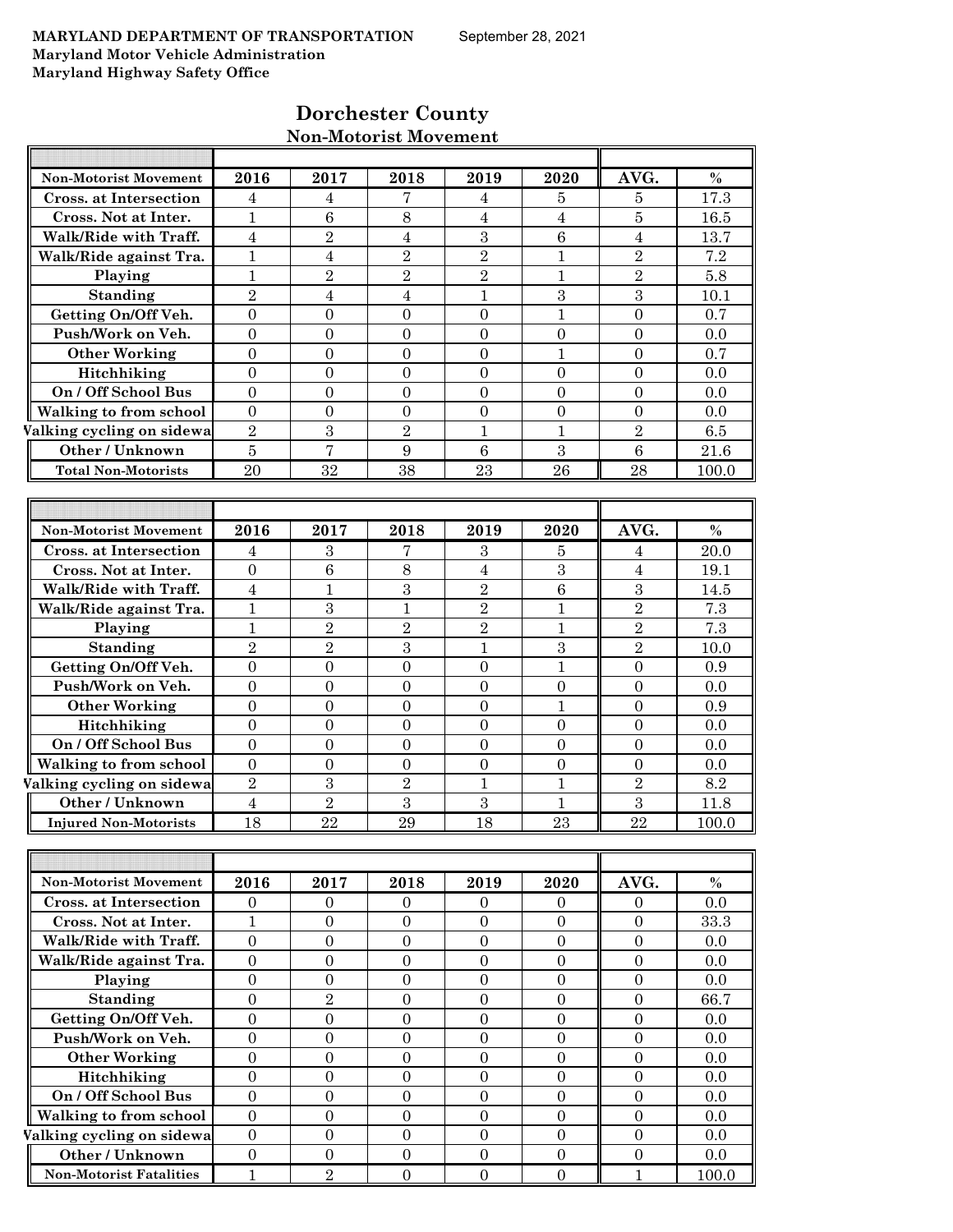**MARYLAND DEPARTMENT OF TRANSPORTATION** September 28, 2021
**Maryland Motor Vehicle Administration**
**Maryland Highway Safety Office**

# Dorchester County

## Non-Motorist Movement

| Non-Motorist Movement | 2016 | 2017 | 2018 | 2019 | 2020 | AVG. | % |
|---|---|---|---|---|---|---|---|
| Cross. at Intersection | 4 | 4 | 7 | 4 | 5 | 5 | 17.3 |
| Cross. Not at Inter. | 1 | 6 | 8 | 4 | 4 | 5 | 16.5 |
| Walk/Ride with Traff. | 4 | 2 | 4 | 3 | 6 | 4 | 13.7 |
| Walk/Ride against Tra. | 1 | 4 | 2 | 2 | 1 | 2 | 7.2 |
| Playing | 1 | 2 | 2 | 2 | 1 | 2 | 5.8 |
| Standing | 2 | 4 | 4 | 1 | 3 | 3 | 10.1 |
| Getting On/Off Veh. | 0 | 0 | 0 | 0 | 1 | 0 | 0.7 |
| Push/Work on Veh. | 0 | 0 | 0 | 0 | 0 | 0 | 0.0 |
| Other Working | 0 | 0 | 0 | 0 | 1 | 0 | 0.7 |
| Hitchhiking | 0 | 0 | 0 | 0 | 0 | 0 | 0.0 |
| On / Off School Bus | 0 | 0 | 0 | 0 | 0 | 0 | 0.0 |
| Walking to from school | 0 | 0 | 0 | 0 | 0 | 0 | 0.0 |
| Walking cycling on sidewa | 2 | 3 | 2 | 1 | 1 | 2 | 6.5 |
| Other / Unknown | 5 | 7 | 9 | 6 | 3 | 6 | 21.6 |
| Total Non-Motorists | 20 | 32 | 38 | 23 | 26 | 28 | 100.0 |

| Non-Motorist Movement | 2016 | 2017 | 2018 | 2019 | 2020 | AVG. | % |
|---|---|---|---|---|---|---|---|
| Cross. at Intersection | 4 | 3 | 7 | 3 | 5 | 4 | 20.0 |
| Cross. Not at Inter. | 0 | 6 | 8 | 4 | 3 | 4 | 19.1 |
| Walk/Ride with Traff. | 4 | 1 | 3 | 2 | 6 | 3 | 14.5 |
| Walk/Ride against Tra. | 1 | 3 | 1 | 2 | 1 | 2 | 7.3 |
| Playing | 1 | 2 | 2 | 2 | 1 | 2 | 7.3 |
| Standing | 2 | 2 | 3 | 1 | 3 | 2 | 10.0 |
| Getting On/Off Veh. | 0 | 0 | 0 | 0 | 1 | 0 | 0.9 |
| Push/Work on Veh. | 0 | 0 | 0 | 0 | 0 | 0 | 0.0 |
| Other Working | 0 | 0 | 0 | 0 | 1 | 0 | 0.9 |
| Hitchhiking | 0 | 0 | 0 | 0 | 0 | 0 | 0.0 |
| On / Off School Bus | 0 | 0 | 0 | 0 | 0 | 0 | 0.0 |
| Walking to from school | 0 | 0 | 0 | 0 | 0 | 0 | 0.0 |
| Walking cycling on sidewa | 2 | 3 | 2 | 1 | 1 | 2 | 8.2 |
| Other / Unknown | 4 | 2 | 3 | 3 | 1 | 3 | 11.8 |
| Injured Non-Motorists | 18 | 22 | 29 | 18 | 23 | 22 | 100.0 |

| Non-Motorist Movement | 2016 | 2017 | 2018 | 2019 | 2020 | AVG. | % |
|---|---|---|---|---|---|---|---|
| Cross. at Intersection | 0 | 0 | 0 | 0 | 0 | 0 | 0.0 |
| Cross. Not at Inter. | 1 | 0 | 0 | 0 | 0 | 0 | 33.3 |
| Walk/Ride with Traff. | 0 | 0 | 0 | 0 | 0 | 0 | 0.0 |
| Walk/Ride against Tra. | 0 | 0 | 0 | 0 | 0 | 0 | 0.0 |
| Playing | 0 | 0 | 0 | 0 | 0 | 0 | 0.0 |
| Standing | 0 | 2 | 0 | 0 | 0 | 0 | 66.7 |
| Getting On/Off Veh. | 0 | 0 | 0 | 0 | 0 | 0 | 0.0 |
| Push/Work on Veh. | 0 | 0 | 0 | 0 | 0 | 0 | 0.0 |
| Other Working | 0 | 0 | 0 | 0 | 0 | 0 | 0.0 |
| Hitchhiking | 0 | 0 | 0 | 0 | 0 | 0 | 0.0 |
| On / Off School Bus | 0 | 0 | 0 | 0 | 0 | 0 | 0.0 |
| Walking to from school | 0 | 0 | 0 | 0 | 0 | 0 | 0.0 |
| Walking cycling on sidewa | 0 | 0 | 0 | 0 | 0 | 0 | 0.0 |
| Other / Unknown | 0 | 0 | 0 | 0 | 0 | 0 | 0.0 |
| Non-Motorist Fatalities | 1 | 2 | 0 | 0 | 0 | 1 | 100.0 |